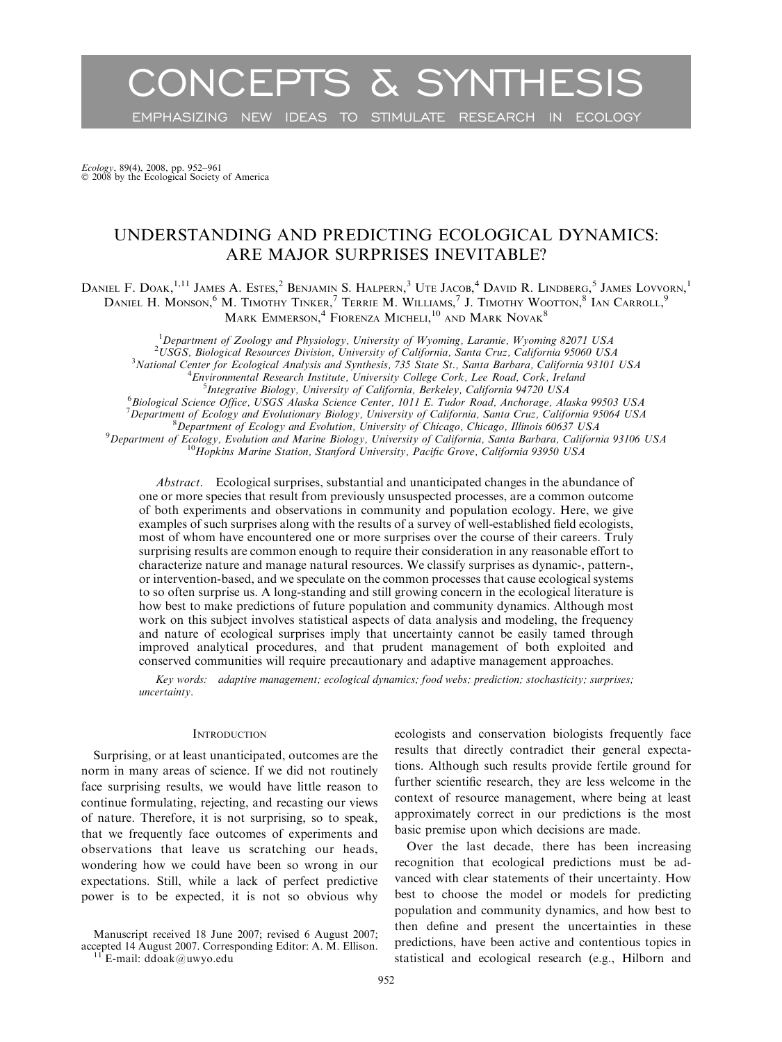# CONCEPTS & SYNTHESIS

EMPHASIZING NEW IDEAS TO STIMULATE RESEARCH IN ECOLOGY

*Ecology*, 89(4), 2008, pp. 952–961
© 2008 by the Ecological Society of America

## UNDERSTANDING AND PREDICTING ECOLOGICAL DYNAMICS: ARE MAJOR SURPRISES INEVITABLE?

Daniel F. Doak,[1,11] James A. Estes,[2] Benjamin S. Halpern,[3] Ute Jacob,[4] David R. Lindberg,[5] James Lovvorn,[1] Daniel H. Monson,[6] M. Timothy Tinker,[7] Terrie M. Williams,[7] J. Timothy Wootton,[8] Ian Carroll,[9] Mark Emmerson,[4] Fiorenza Micheli,[10] and Mark Novak[8]

[1]*Department of Zoology and Physiology, University of Wyoming, Laramie, Wyoming 82071 USA*
[2]*USGS, Biological Resources Division, University of California, Santa Cruz, California 95060 USA*
[3]*National Center for Ecological Analysis and Synthesis, 735 State St., Santa Barbara, California 93101 USA*
[4]*Environmental Research Institute, University College Cork, Lee Road, Cork, Ireland*
[5]*Integrative Biology, University of California, Berkeley, California 94720 USA*
[6]*Biological Science Office, USGS Alaska Science Center, 1011 E. Tudor Road, Anchorage, Alaska 99503 USA*
[7]*Department of Ecology and Evolutionary Biology, University of California, Santa Cruz, California 95064 USA*
[8]*Department of Ecology and Evolution, University of Chicago, Chicago, Illinois 60637 USA*
[9]*Department of Ecology, Evolution and Marine Biology, University of California, Santa Barbara, California 93106 USA*
[10]*Hopkins Marine Station, Stanford University, Pacific Grove, California 93950 USA*

*Abstract*. Ecological surprises, substantial and unanticipated changes in the abundance of one or more species that result from previously unsuspected processes, are a common outcome of both experiments and observations in community and population ecology. Here, we give examples of such surprises along with the results of a survey of well-established field ecologists, most of whom have encountered one or more surprises over the course of their careers. Truly surprising results are common enough to require their consideration in any reasonable effort to characterize nature and manage natural resources. We classify surprises as dynamic-, pattern-, or intervention-based, and we speculate on the common processes that cause ecological systems to so often surprise us. A long-standing and still growing concern in the ecological literature is how best to make predictions of future population and community dynamics. Although most work on this subject involves statistical aspects of data analysis and modeling, the frequency and nature of ecological surprises imply that uncertainty cannot be easily tamed through improved analytical procedures, and that prudent management of both exploited and conserved communities will require precautionary and adaptive management approaches.

*Key words: adaptive management; ecological dynamics; food webs; prediction; stochasticity; surprises; uncertainty.*

### Introduction

Surprising, or at least unanticipated, outcomes are the norm in many areas of science. If we did not routinely face surprising results, we would have little reason to continue formulating, rejecting, and recasting our views of nature. Therefore, it is not surprising, so to speak, that we frequently face outcomes of experiments and observations that leave us scratching our heads, wondering how we could have been so wrong in our expectations. Still, while a lack of perfect predictive power is to be expected, it is not so obvious why ecologists and conservation biologists frequently face results that directly contradict their general expectations. Although such results provide fertile ground for further scientific research, they are less welcome in the context of resource management, where being at least approximately correct in our predictions is the most basic premise upon which decisions are made.

Over the last decade, there has been increasing recognition that ecological predictions must be advanced with clear statements of their uncertainty. How best to choose the model or models for predicting population and community dynamics, and how best to then define and present the uncertainties in these predictions, have been active and contentious topics in statistical and ecological research (e.g., Hilborn and

Manuscript received 18 June 2007; revised 6 August 2007; accepted 14 August 2007. Corresponding Editor: A. M. Ellison.
[11] E-mail: ddoak@uwyo.edu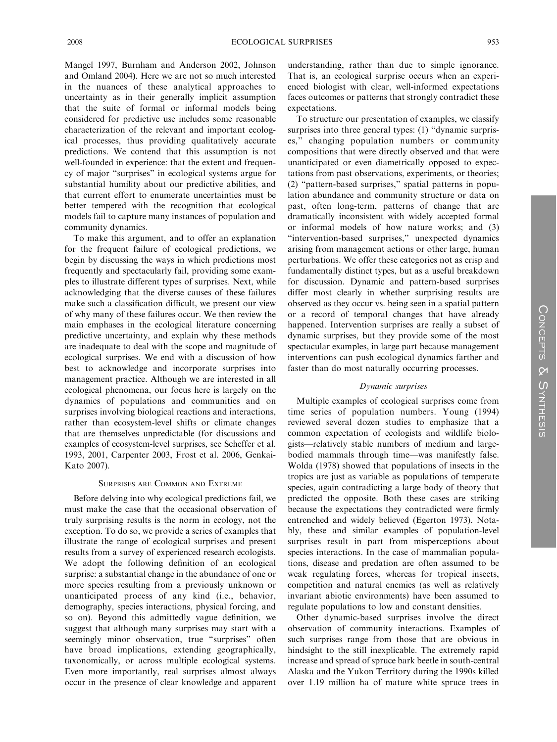Mangel 1997, Burnham and Anderson 2002, Johnson and Omland 2004). Here we are not so much interested in the nuances of these analytical approaches to uncertainty as in their generally implicit assumption that the suite of formal or informal models being considered for predictive use includes some reasonable characterization of the relevant and important ecological processes, thus providing qualitatively accurate predictions. We contend that this assumption is not well-founded in experience: that the extent and frequency of major "surprises" in ecological systems argue for substantial humility about our predictive abilities, and that current effort to enumerate uncertainties must be better tempered with the recognition that ecological models fail to capture many instances of population and community dynamics.

To make this argument, and to offer an explanation for the frequent failure of ecological predictions, we begin by discussing the ways in which predictions most frequently and spectacularly fail, providing some examples to illustrate different types of surprises. Next, while acknowledging that the diverse causes of these failures make such a classification difficult, we present our view of why many of these failures occur. We then review the main emphases in the ecological literature concerning predictive uncertainty, and explain why these methods are inadequate to deal with the scope and magnitude of ecological surprises. We end with a discussion of how best to acknowledge and incorporate surprises into management practice. Although we are interested in all ecological phenomena, our focus here is largely on the dynamics of populations and communities and on surprises involving biological reactions and interactions, rather than ecosystem-level shifts or climate changes that are themselves unpredictable (for discussions and examples of ecosystem-level surprises, see Scheffer et al. 1993, 2001, Carpenter 2003, Frost et al. 2006, Genkai-Kato 2007).

## Surprises are Common and Extreme

Before delving into why ecological predictions fail, we must make the case that the occasional observation of truly surprising results is the norm in ecology, not the exception. To do so, we provide a series of examples that illustrate the range of ecological surprises and present results from a survey of experienced research ecologists. We adopt the following definition of an ecological surprise: a substantial change in the abundance of one or more species resulting from a previously unknown or unanticipated process of any kind (i.e., behavior, demography, species interactions, physical forcing, and so on). Beyond this admittedly vague definition, we suggest that although many surprises may start with a seemingly minor observation, true "surprises" often have broad implications, extending geographically, taxonomically, or across multiple ecological systems. Even more importantly, real surprises almost always occur in the presence of clear knowledge and apparent understanding, rather than due to simple ignorance. That is, an ecological surprise occurs when an experienced biologist with clear, well-informed expectations faces outcomes or patterns that strongly contradict these expectations.

To structure our presentation of examples, we classify surprises into three general types: (1) "dynamic surprises," changing population numbers or community compositions that were directly observed and that were unanticipated or even diametrically opposed to expectations from past observations, experiments, or theories; (2) "pattern-based surprises," spatial patterns in population abundance and community structure or data on past, often long-term, patterns of change that are dramatically inconsistent with widely accepted formal or informal models of how nature works; and (3) "intervention-based surprises," unexpected dynamics arising from management actions or other large, human perturbations. We offer these categories not as crisp and fundamentally distinct types, but as a useful breakdown for discussion. Dynamic and pattern-based surprises differ most clearly in whether surprising results are observed as they occur vs. being seen in a spatial pattern or a record of temporal changes that have already happened. Intervention surprises are really a subset of dynamic surprises, but they provide some of the most spectacular examples, in large part because management interventions can push ecological dynamics farther and faster than do most naturally occurring processes.

### *Dynamic surprises*

Multiple examples of ecological surprises come from time series of population numbers. Young (1994) reviewed several dozen studies to emphasize that a common expectation of ecologists and wildlife biologists—relatively stable numbers of medium and large-bodied mammals through time—was manifestly false. Wolda (1978) showed that populations of insects in the tropics are just as variable as populations of temperate species, again contradicting a large body of theory that predicted the opposite. Both these cases are striking because the expectations they contradicted were firmly entrenched and widely believed (Egerton 1973). Notably, these and similar examples of population-level surprises result in part from misperceptions about species interactions. In the case of mammalian populations, disease and predation are often assumed to be weak regulating forces, whereas for tropical insects, competition and natural enemies (as well as relatively invariant abiotic environments) have been assumed to regulate populations to low and constant densities.

Other dynamic-based surprises involve the direct observation of community interactions. Examples of such surprises range from those that are obvious in hindsight to the still inexplicable. The extremely rapid increase and spread of spruce bark beetle in south-central Alaska and the Yukon Territory during the 1990s killed over 1.19 million ha of mature white spruce trees in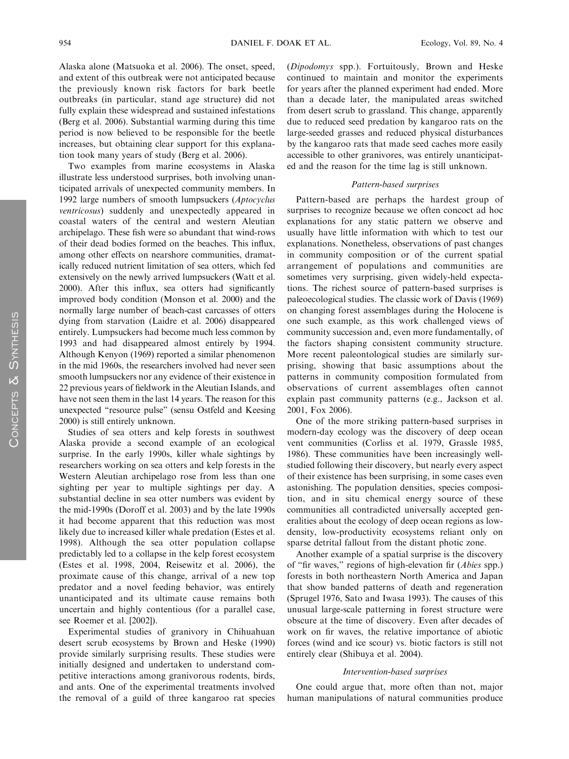Alaska alone (Matsuoka et al. 2006). The onset, speed, and extent of this outbreak were not anticipated because the previously known risk factors for bark beetle outbreaks (in particular, stand age structure) did not fully explain these widespread and sustained infestations (Berg et al. 2006). Substantial warming during this time period is now believed to be responsible for the beetle increases, but obtaining clear support for this explanation took many years of study (Berg et al. 2006).

Two examples from marine ecosystems in Alaska illustrate less understood surprises, both involving unanticipated arrivals of unexpected community members. In 1992 large numbers of smooth lumpsuckers (*Aptocyclus ventricosus*) suddenly and unexpectedly appeared in coastal waters of the central and western Aleutian archipelago. These fish were so abundant that wind-rows of their dead bodies formed on the beaches. This influx, among other effects on nearshore communities, dramatically reduced nutrient limitation of sea otters, which fed extensively on the newly arrived lumpsuckers (Watt et al. 2000). After this influx, sea otters had significantly improved body condition (Monson et al. 2000) and the normally large number of beach-cast carcasses of otters dying from starvation (Laidre et al. 2006) disappeared entirely. Lumpsuckers had become much less common by 1993 and had disappeared almost entirely by 1994. Although Kenyon (1969) reported a similar phenomenon in the mid 1960s, the researchers involved had never seen smooth lumpsuckers nor any evidence of their existence in 22 previous years of fieldwork in the Aleutian Islands, and have not seen them in the last 14 years. The reason for this unexpected "resource pulse" (sensu Ostfeld and Keesing 2000) is still entirely unknown.

Studies of sea otters and kelp forests in southwest Alaska provide a second example of an ecological surprise. In the early 1990s, killer whale sightings by researchers working on sea otters and kelp forests in the Western Aleutian archipelago rose from less than one sighting per year to multiple sightings per day. A substantial decline in sea otter numbers was evident by the mid-1990s (Doroff et al. 2003) and by the late 1990s it had become apparent that this reduction was most likely due to increased killer whale predation (Estes et al. 1998). Although the sea otter population collapse predictably led to a collapse in the kelp forest ecosystem (Estes et al. 1998, 2004, Reisewitz et al. 2006), the proximate cause of this change, arrival of a new top predator and a novel feeding behavior, was entirely unanticipated and its ultimate cause remains both uncertain and highly contentious (for a parallel case, see Roemer et al. [2002]).

Experimental studies of granivory in Chihuahuan desert scrub ecosystems by Brown and Heske (1990) provide similarly surprising results. These studies were initially designed and undertaken to understand competitive interactions among granivorous rodents, birds, and ants. One of the experimental treatments involved the removal of a guild of three kangaroo rat species (*Dipodomys* spp.). Fortuitously, Brown and Heske continued to maintain and monitor the experiments for years after the planned experiment had ended. More than a decade later, the manipulated areas switched from desert scrub to grassland. This change, apparently due to reduced seed predation by kangaroo rats on the large-seeded grasses and reduced physical disturbances by the kangaroo rats that made seed caches more easily accessible to other granivores, was entirely unanticipated and the reason for the time lag is still unknown.

### *Pattern-based surprises*

Pattern-based are perhaps the hardest group of surprises to recognize because we often concoct ad hoc explanations for any static pattern we observe and usually have little information with which to test our explanations. Nonetheless, observations of past changes in community composition or of the current spatial arrangement of populations and communities are sometimes very surprising, given widely-held expectations. The richest source of pattern-based surprises is paleoecological studies. The classic work of Davis (1969) on changing forest assemblages during the Holocene is one such example, as this work challenged views of community succession and, even more fundamentally, of the factors shaping consistent community structure. More recent paleontological studies are similarly surprising, showing that basic assumptions about the patterns in community composition formulated from observations of current assemblages often cannot explain past community patterns (e.g., Jackson et al. 2001, Fox 2006).

One of the more striking pattern-based surprises in modern-day ecology was the discovery of deep ocean vent communities (Corliss et al. 1979, Grassle 1985, 1986). These communities have been increasingly well-studied following their discovery, but nearly every aspect of their existence has been surprising, in some cases even astonishing. The population densities, species composition, and in situ chemical energy source of these communities all contradicted universally accepted generalities about the ecology of deep ocean regions as low-density, low-productivity ecosystems reliant only on sparse detrital fallout from the distant photic zone.

Another example of a spatial surprise is the discovery of "fir waves," regions of high-elevation fir (*Abies* spp.) forests in both northeastern North America and Japan that show banded patterns of death and regeneration (Sprugel 1976, Sato and Iwasa 1993). The causes of this unusual large-scale patterning in forest structure were obscure at the time of discovery. Even after decades of work on fir waves, the relative importance of abiotic forces (wind and ice scour) vs. biotic factors is still not entirely clear (Shibuya et al. 2004).

### *Intervention-based surprises*

One could argue that, more often than not, major human manipulations of natural communities produce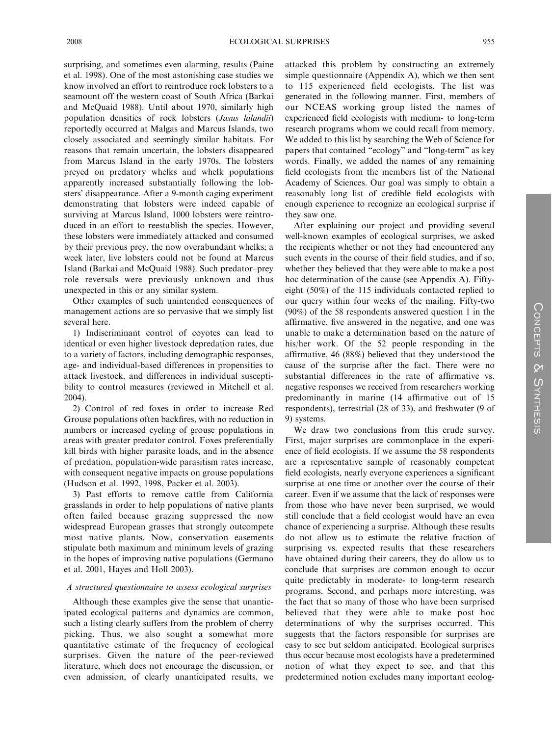surprising, and sometimes even alarming, results (Paine et al. 1998). One of the most astonishing case studies we know involved an effort to reintroduce rock lobsters to a seamount off the western coast of South Africa (Barkai and McQuaid 1988). Until about 1970, similarly high population densities of rock lobsters (*Jasus lalandii*) reportedly occurred at Malgas and Marcus Islands, two closely associated and seemingly similar habitats. For reasons that remain uncertain, the lobsters disappeared from Marcus Island in the early 1970s. The lobsters preyed on predatory whelks and whelk populations apparently increased substantially following the lobsters' disappearance. After a 9-month caging experiment demonstrating that lobsters were indeed capable of surviving at Marcus Island, 1000 lobsters were reintroduced in an effort to reestablish the species. However, these lobsters were immediately attacked and consumed by their previous prey, the now overabundant whelks; a week later, live lobsters could not be found at Marcus Island (Barkai and McQuaid 1988). Such predator–prey role reversals were previously unknown and thus unexpected in this or any similar system.

Other examples of such unintended consequences of management actions are so pervasive that we simply list several here.

1) Indiscriminant control of coyotes can lead to identical or even higher livestock depredation rates, due to a variety of factors, including demographic responses, age- and individual-based differences in propensities to attack livestock, and differences in individual susceptibility to control measures (reviewed in Mitchell et al. 2004).

2) Control of red foxes in order to increase Red Grouse populations often backfires, with no reduction in numbers or increased cycling of grouse populations in areas with greater predator control. Foxes preferentially kill birds with higher parasite loads, and in the absence of predation, population-wide parasitism rates increase, with consequent negative impacts on grouse populations (Hudson et al. 1992, 1998, Packer et al. 2003).

3) Past efforts to remove cattle from California grasslands in order to help populations of native plants often failed because grazing suppressed the now widespread European grasses that strongly outcompete most native plants. Now, conservation easements stipulate both maximum and minimum levels of grazing in the hopes of improving native populations (Germano et al. 2001, Hayes and Holl 2003).

### *A structured questionnaire to assess ecological surprises*

Although these examples give the sense that unanticipated ecological patterns and dynamics are common, such a listing clearly suffers from the problem of cherry picking. Thus, we also sought a somewhat more quantitative estimate of the frequency of ecological surprises. Given the nature of the peer-reviewed literature, which does not encourage the discussion, or even admission, of clearly unanticipated results, we attacked this problem by constructing an extremely simple questionnaire (Appendix A), which we then sent to 115 experienced field ecologists. The list was generated in the following manner. First, members of our NCEAS working group listed the names of experienced field ecologists with medium- to long-term research programs whom we could recall from memory. We added to this list by searching the Web of Science for papers that contained "ecology" and "long-term" as key words. Finally, we added the names of any remaining field ecologists from the members list of the National Academy of Sciences. Our goal was simply to obtain a reasonably long list of credible field ecologists with enough experience to recognize an ecological surprise if they saw one.

After explaining our project and providing several well-known examples of ecological surprises, we asked the recipients whether or not they had encountered any such events in the course of their field studies, and if so, whether they believed that they were able to make a post hoc determination of the cause (see Appendix A). Fifty-eight (50%) of the 115 individuals contacted replied to our query within four weeks of the mailing. Fifty-two (90%) of the 58 respondents answered question 1 in the affirmative, five answered in the negative, and one was unable to make a determination based on the nature of his/her work. Of the 52 people responding in the affirmative, 46 (88%) believed that they understood the cause of the surprise after the fact. There were no substantial differences in the rate of affirmative vs. negative responses we received from researchers working predominantly in marine (14 affirmative out of 15 respondents), terrestrial (28 of 33), and freshwater (9 of 9) systems.

We draw two conclusions from this crude survey. First, major surprises are commonplace in the experience of field ecologists. If we assume the 58 respondents are a representative sample of reasonably competent field ecologists, nearly everyone experiences a significant surprise at one time or another over the course of their career. Even if we assume that the lack of responses were from those who have never been surprised, we would still conclude that a field ecologist would have an even chance of experiencing a surprise. Although these results do not allow us to estimate the relative fraction of surprising vs. expected results that these researchers have obtained during their careers, they do allow us to conclude that surprises are common enough to occur quite predictably in moderate- to long-term research programs. Second, and perhaps more interesting, was the fact that so many of those who have been surprised believed that they were able to make post hoc determinations of why the surprises occurred. This suggests that the factors responsible for surprises are easy to see but seldom anticipated. Ecological surprises thus occur because most ecologists have a predetermined notion of what they expect to see, and that this predetermined notion excludes many important ecolog-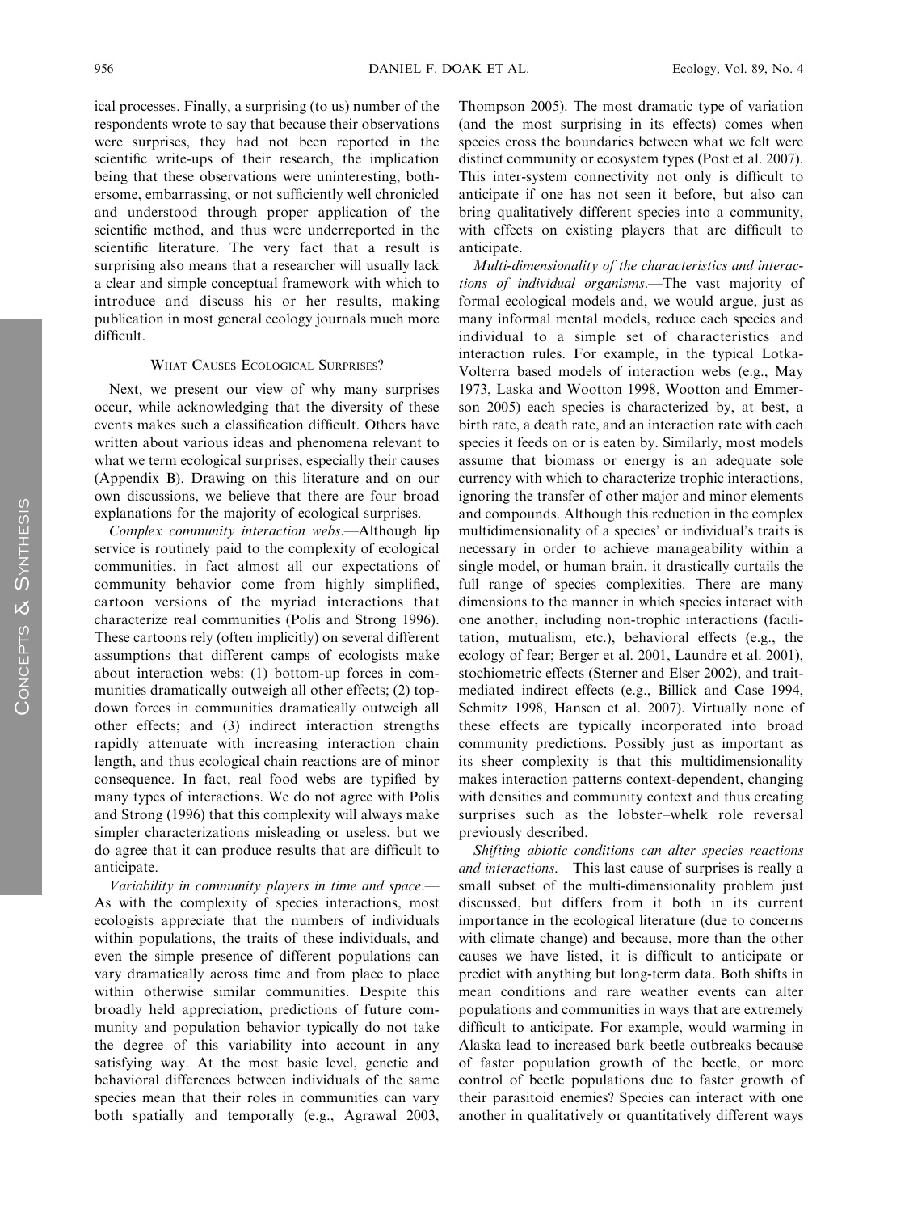ical processes. Finally, a surprising (to us) number of the respondents wrote to say that because their observations were surprises, they had not been reported in the scientific write-ups of their research, the implication being that these observations were uninteresting, bothersome, embarrassing, or not sufficiently well chronicled and understood through proper application of the scientific method, and thus were underreported in the scientific literature. The very fact that a result is surprising also means that a researcher will usually lack a clear and simple conceptual framework with which to introduce and discuss his or her results, making publication in most general ecology journals much more difficult.

## What Causes Ecological Surprises?

Next, we present our view of why many surprises occur, while acknowledging that the diversity of these events makes such a classification difficult. Others have written about various ideas and phenomena relevant to what we term ecological surprises, especially their causes (Appendix B). Drawing on this literature and on our own discussions, we believe that there are four broad explanations for the majority of ecological surprises.

*Complex community interaction webs*.—Although lip service is routinely paid to the complexity of ecological communities, in fact almost all our expectations of community behavior come from highly simplified, cartoon versions of the myriad interactions that characterize real communities (Polis and Strong 1996). These cartoons rely (often implicitly) on several different assumptions that different camps of ecologists make about interaction webs: (1) bottom-up forces in communities dramatically outweigh all other effects; (2) top-down forces in communities dramatically outweigh all other effects; and (3) indirect interaction strengths rapidly attenuate with increasing interaction chain length, and thus ecological chain reactions are of minor consequence. In fact, real food webs are typified by many types of interactions. We do not agree with Polis and Strong (1996) that this complexity will always make simpler characterizations misleading or useless, but we do agree that it can produce results that are difficult to anticipate.

*Variability in community players in time and space*.—As with the complexity of species interactions, most ecologists appreciate that the numbers of individuals within populations, the traits of these individuals, and even the simple presence of different populations can vary dramatically across time and from place to place within otherwise similar communities. Despite this broadly held appreciation, predictions of future community and population behavior typically do not take the degree of this variability into account in any satisfying way. At the most basic level, genetic and behavioral differences between individuals of the same species mean that their roles in communities can vary both spatially and temporally (e.g., Agrawal 2003, Thompson 2005). The most dramatic type of variation (and the most surprising in its effects) comes when species cross the boundaries between what we felt were distinct community or ecosystem types (Post et al. 2007). This inter-system connectivity not only is difficult to anticipate if one has not seen it before, but also can bring qualitatively different species into a community, with effects on existing players that are difficult to anticipate.

*Multi-dimensionality of the characteristics and interactions of individual organisms*.—The vast majority of formal ecological models and, we would argue, just as many informal mental models, reduce each species and individual to a simple set of characteristics and interaction rules. For example, in the typical Lotka-Volterra based models of interaction webs (e.g., May 1973, Laska and Wootton 1998, Wootton and Emmerson 2005) each species is characterized by, at best, a birth rate, a death rate, and an interaction rate with each species it feeds on or is eaten by. Similarly, most models assume that biomass or energy is an adequate sole currency with which to characterize trophic interactions, ignoring the transfer of other major and minor elements and compounds. Although this reduction in the complex multidimensionality of a species' or individual's traits is necessary in order to achieve manageability within a single model, or human brain, it drastically curtails the full range of species complexities. There are many dimensions to the manner in which species interact with one another, including non-trophic interactions (facilitation, mutualism, etc.), behavioral effects (e.g., the ecology of fear; Berger et al. 2001, Laundre et al. 2001), stochiometric effects (Sterner and Elser 2002), and trait-mediated indirect effects (e.g., Billick and Case 1994, Schmitz 1998, Hansen et al. 2007). Virtually none of these effects are typically incorporated into broad community predictions. Possibly just as important as its sheer complexity is that this multidimensionality makes interaction patterns context-dependent, changing with densities and community context and thus creating surprises such as the lobster–whelk role reversal previously described.

*Shifting abiotic conditions can alter species reactions and interactions*.—This last cause of surprises is really a small subset of the multi-dimensionality problem just discussed, but differs from it both in its current importance in the ecological literature (due to concerns with climate change) and because, more than the other causes we have listed, it is difficult to anticipate or predict with anything but long-term data. Both shifts in mean conditions and rare weather events can alter populations and communities in ways that are extremely difficult to anticipate. For example, would warming in Alaska lead to increased bark beetle outbreaks because of faster population growth of the beetle, or more control of beetle populations due to faster growth of their parasitoid enemies? Species can interact with one another in qualitatively or quantitatively different ways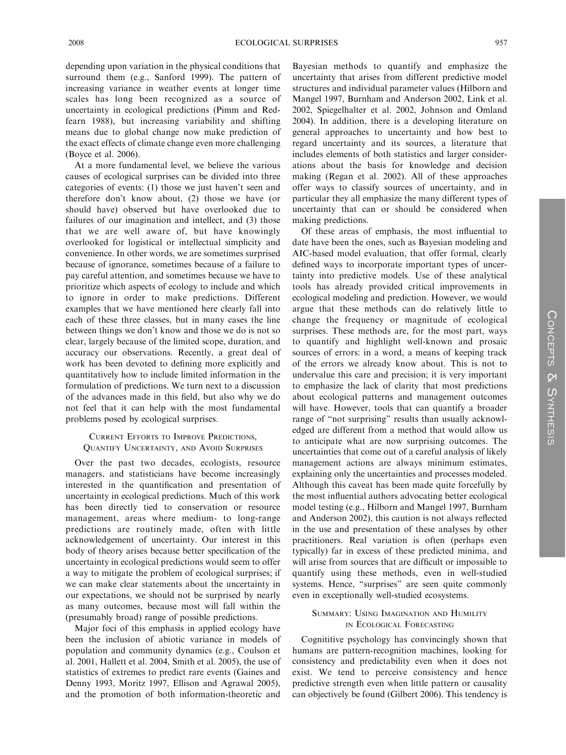depending upon variation in the physical conditions that surround them (e.g., Sanford 1999). The pattern of increasing variance in weather events at longer time scales has long been recognized as a source of uncertainty in ecological predictions (Pimm and Redfearn 1988), but increasing variability and shifting means due to global change now make prediction of the exact effects of climate change even more challenging (Boyce et al. 2006).

At a more fundamental level, we believe the various causes of ecological surprises can be divided into three categories of events: (1) those we just haven't seen and therefore don't know about, (2) those we have (or should have) observed but have overlooked due to failures of our imagination and intellect, and (3) those that we are well aware of, but have knowingly overlooked for logistical or intellectual simplicity and convenience. In other words, we are sometimes surprised because of ignorance, sometimes because of a failure to pay careful attention, and sometimes because we have to prioritize which aspects of ecology to include and which to ignore in order to make predictions. Different examples that we have mentioned here clearly fall into each of these three classes, but in many cases the line between things we don't know and those we do is not so clear, largely because of the limited scope, duration, and accuracy our observations. Recently, a great deal of work has been devoted to defining more explicitly and quantitatively how to include limited information in the formulation of predictions. We turn next to a discussion of the advances made in this field, but also why we do not feel that it can help with the most fundamental problems posed by ecological surprises.

## Current Efforts to Improve Predictions, Quantify Uncertainty, and Avoid Surprises

Over the past two decades, ecologists, resource managers, and statisticians have become increasingly interested in the quantification and presentation of uncertainty in ecological predictions. Much of this work has been directly tied to conservation or resource management, areas where medium- to long-range predictions are routinely made, often with little acknowledgement of uncertainty. Our interest in this body of theory arises because better specification of the uncertainty in ecological predictions would seem to offer a way to mitigate the problem of ecological surprises; if we can make clear statements about the uncertainty in our expectations, we should not be surprised by nearly as many outcomes, because most will fall within the (presumably broad) range of possible predictions.

Major foci of this emphasis in applied ecology have been the inclusion of abiotic variance in models of population and community dynamics (e.g., Coulson et al. 2001, Hallett et al. 2004, Smith et al. 2005), the use of statistics of extremes to predict rare events (Gaines and Denny 1993, Moritz 1997, Ellison and Agrawal 2005), and the promotion of both information-theoretic and Bayesian methods to quantify and emphasize the uncertainty that arises from different predictive model structures and individual parameter values (Hilborn and Mangel 1997, Burnham and Anderson 2002, Link et al. 2002, Spiegelhalter et al. 2002, Johnson and Omland 2004). In addition, there is a developing literature on general approaches to uncertainty and how best to regard uncertainty and its sources, a literature that includes elements of both statistics and larger considerations about the basis for knowledge and decision making (Regan et al. 2002). All of these approaches offer ways to classify sources of uncertainty, and in particular they all emphasize the many different types of uncertainty that can or should be considered when making predictions.

Of these areas of emphasis, the most influential to date have been the ones, such as Bayesian modeling and AIC-based model evaluation, that offer formal, clearly defined ways to incorporate important types of uncertainty into predictive models. Use of these analytical tools has already provided critical improvements in ecological modeling and prediction. However, we would argue that these methods can do relatively little to change the frequency or magnitude of ecological surprises. These methods are, for the most part, ways to quantify and highlight well-known and prosaic sources of errors: in a word, a means of keeping track of the errors we already know about. This is not to undervalue this care and precision; it is very important to emphasize the lack of clarity that most predictions about ecological patterns and management outcomes will have. However, tools that can quantify a broader range of "not surprising" results than usually acknowledged are different from a method that would allow us to anticipate what are now surprising outcomes. The uncertainties that come out of a careful analysis of likely management actions are always minimum estimates, explaining only the uncertainties and processes modeled. Although this caveat has been made quite forcefully by the most influential authors advocating better ecological model testing (e.g., Hilborn and Mangel 1997, Burnham and Anderson 2002), this caution is not always reflected in the use and presentation of these analyses by other practitioners. Real variation is often (perhaps even typically) far in excess of these predicted minima, and will arise from sources that are difficult or impossible to quantify using these methods, even in well-studied systems. Hence, "surprises" are seen quite commonly even in exceptionally well-studied ecosystems.

## Summary: Using Imagination and Humility in Ecological Forecasting

Cognititive psychology has convincingly shown that humans are pattern-recognition machines, looking for consistency and predictability even when it does not exist. We tend to perceive consistency and hence predictive strength even when little pattern or causality can objectively be found (Gilbert 2006). This tendency is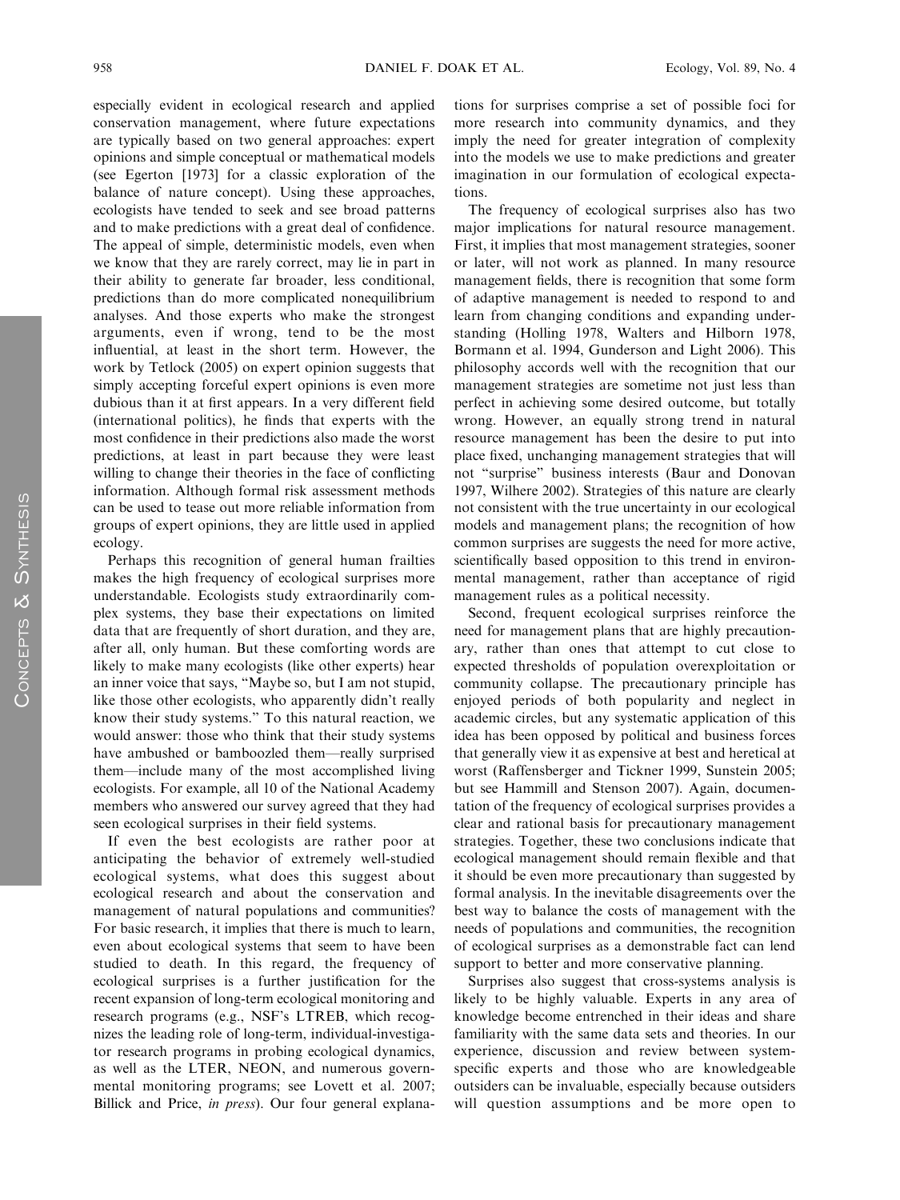especially evident in ecological research and applied conservation management, where future expectations are typically based on two general approaches: expert opinions and simple conceptual or mathematical models (see Egerton [1973] for a classic exploration of the balance of nature concept). Using these approaches, ecologists have tended to seek and see broad patterns and to make predictions with a great deal of confidence. The appeal of simple, deterministic models, even when we know that they are rarely correct, may lie in part in their ability to generate far broader, less conditional, predictions than do more complicated nonequilibrium analyses. And those experts who make the strongest arguments, even if wrong, tend to be the most influential, at least in the short term. However, the work by Tetlock (2005) on expert opinion suggests that simply accepting forceful expert opinions is even more dubious than it at first appears. In a very different field (international politics), he finds that experts with the most confidence in their predictions also made the worst predictions, at least in part because they were least willing to change their theories in the face of conflicting information. Although formal risk assessment methods can be used to tease out more reliable information from groups of expert opinions, they are little used in applied ecology.

Perhaps this recognition of general human frailties makes the high frequency of ecological surprises more understandable. Ecologists study extraordinarily complex systems, they base their expectations on limited data that are frequently of short duration, and they are, after all, only human. But these comforting words are likely to make many ecologists (like other experts) hear an inner voice that says, "Maybe so, but I am not stupid, like those other ecologists, who apparently didn't really know their study systems." To this natural reaction, we would answer: those who think that their study systems have ambushed or bamboozled them—really surprised them—include many of the most accomplished living ecologists. For example, all 10 of the National Academy members who answered our survey agreed that they had seen ecological surprises in their field systems.

If even the best ecologists are rather poor at anticipating the behavior of extremely well-studied ecological systems, what does this suggest about ecological research and about the conservation and management of natural populations and communities? For basic research, it implies that there is much to learn, even about ecological systems that seem to have been studied to death. In this regard, the frequency of ecological surprises is a further justification for the recent expansion of long-term ecological monitoring and research programs (e.g., NSF's LTREB, which recognizes the leading role of long-term, individual-investigator research programs in probing ecological dynamics, as well as the LTER, NEON, and numerous governmental monitoring programs; see Lovett et al. 2007; Billick and Price, *in press*). Our four general explanations for surprises comprise a set of possible foci for more research into community dynamics, and they imply the need for greater integration of complexity into the models we use to make predictions and greater imagination in our formulation of ecological expectations.

The frequency of ecological surprises also has two major implications for natural resource management. First, it implies that most management strategies, sooner or later, will not work as planned. In many resource management fields, there is recognition that some form of adaptive management is needed to respond to and learn from changing conditions and expanding understanding (Holling 1978, Walters and Hilborn 1978, Bormann et al. 1994, Gunderson and Light 2006). This philosophy accords well with the recognition that our management strategies are sometime not just less than perfect in achieving some desired outcome, but totally wrong. However, an equally strong trend in natural resource management has been the desire to put into place fixed, unchanging management strategies that will not "surprise" business interests (Baur and Donovan 1997, Wilhere 2002). Strategies of this nature are clearly not consistent with the true uncertainty in our ecological models and management plans; the recognition of how common surprises are suggests the need for more active, scientifically based opposition to this trend in environmental management, rather than acceptance of rigid management rules as a political necessity.

Second, frequent ecological surprises reinforce the need for management plans that are highly precautionary, rather than ones that attempt to cut close to expected thresholds of population overexploitation or community collapse. The precautionary principle has enjoyed periods of both popularity and neglect in academic circles, but any systematic application of this idea has been opposed by political and business forces that generally view it as expensive at best and heretical at worst (Raffensberger and Tickner 1999, Sunstein 2005; but see Hammill and Stenson 2007). Again, documentation of the frequency of ecological surprises provides a clear and rational basis for precautionary management strategies. Together, these two conclusions indicate that ecological management should remain flexible and that it should be even more precautionary than suggested by formal analysis. In the inevitable disagreements over the best way to balance the costs of management with the needs of populations and communities, the recognition of ecological surprises as a demonstrable fact can lend support to better and more conservative planning.

Surprises also suggest that cross-systems analysis is likely to be highly valuable. Experts in any area of knowledge become entrenched in their ideas and share familiarity with the same data sets and theories. In our experience, discussion and review between system-specific experts and those who are knowledgeable outsiders can be invaluable, especially because outsiders will question assumptions and be more open to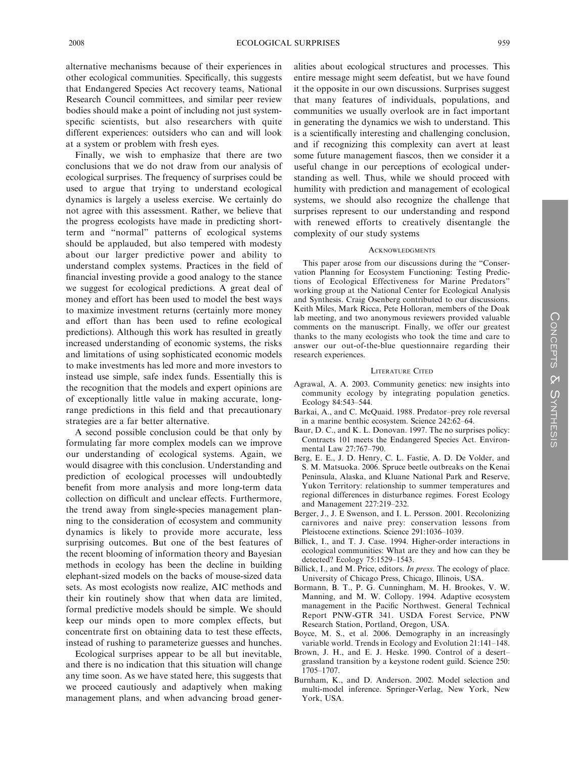alternative mechanisms because of their experiences in other ecological communities. Specifically, this suggests that Endangered Species Act recovery teams, National Research Council committees, and similar peer review bodies should make a point of including not just system-specific scientists, but also researchers with quite different experiences: outsiders who can and will look at a system or problem with fresh eyes.

Finally, we wish to emphasize that there are two conclusions that we do not draw from our analysis of ecological surprises. The frequency of surprises could be used to argue that trying to understand ecological dynamics is largely a useless exercise. We certainly do not agree with this assessment. Rather, we believe that the progress ecologists have made in predicting short-term and "normal" patterns of ecological systems should be applauded, but also tempered with modesty about our larger predictive power and ability to understand complex systems. Practices in the field of financial investing provide a good analogy to the stance we suggest for ecological predictions. A great deal of money and effort has been used to model the best ways to maximize investment returns (certainly more money and effort than has been used to refine ecological predictions). Although this work has resulted in greatly increased understanding of economic systems, the risks and limitations of using sophisticated economic models to make investments has led more and more investors to instead use simple, safe index funds. Essentially this is the recognition that the models and expert opinions are of exceptionally little value in making accurate, long-range predictions in this field and that precautionary strategies are a far better alternative.

A second possible conclusion could be that only by formulating far more complex models can we improve our understanding of ecological systems. Again, we would disagree with this conclusion. Understanding and prediction of ecological processes will undoubtedly benefit from more analysis and more long-term data collection on difficult and unclear effects. Furthermore, the trend away from single-species management planning to the consideration of ecosystem and community dynamics is likely to provide more accurate, less surprising outcomes. But one of the best features of the recent blooming of information theory and Bayesian methods in ecology has been the decline in building elephant-sized models on the backs of mouse-sized data sets. As most ecologists now realize, AIC methods and their kin routinely show that when data are limited, formal predictive models should be simple. We should keep our minds open to more complex effects, but concentrate first on obtaining data to test these effects, instead of rushing to parameterize guesses and hunches.

Ecological surprises appear to be all but inevitable, and there is no indication that this situation will change any time soon. As we have stated here, this suggests that we proceed cautiously and adaptively when making management plans, and when advancing broad generalities about ecological structures and processes. This entire message might seem defeatist, but we have found it the opposite in our own discussions. Surprises suggest that many features of individuals, populations, and communities we usually overlook are in fact important in generating the dynamics we wish to understand. This is a scientifically interesting and challenging conclusion, and if recognizing this complexity can avert at least some future management fiascos, then we consider it a useful change in our perceptions of ecological understanding as well. Thus, while we should proceed with humility with prediction and management of ecological systems, we should also recognize the challenge that surprises represent to our understanding and respond with renewed efforts to creatively disentangle the complexity of our study systems

## Acknowledgments

This paper arose from our discussions during the "Conservation Planning for Ecosystem Functioning: Testing Predictions of Ecological Effectiveness for Marine Predators" working group at the National Center for Ecological Analysis and Synthesis. Craig Osenberg contributed to our discussions. Keith Miles, Mark Ricca, Pete Holloran, members of the Doak lab meeting, and two anonymous reviewers provided valuable comments on the manuscript. Finally, we offer our greatest thanks to the many ecologists who took the time and care to answer our out-of-the-blue questionnaire regarding their research experiences.

## Literature Cited

Agrawal, A. A. 2003. Community genetics: new insights into community ecology by integrating population genetics. Ecology 84:543–544.

Barkai, A., and C. McQuaid. 1988. Predator–prey role reversal in a marine benthic ecosystem. Science 242:62–64.

Baur, D. C., and K. L. Donovan. 1997. The no surprises policy: Contracts 101 meets the Endangered Species Act. Environmental Law 27:767–790.

Berg, E. E., J. D. Henry, C. L. Fastie, A. D. De Volder, and S. M. Matsuoka. 2006. Spruce beetle outbreaks on the Kenai Peninsula, Alaska, and Kluane National Park and Reserve, Yukon Territory: relationship to summer temperatures and regional differences in disturbance regimes. Forest Ecology and Management 227:219–232.

Berger, J., J. E Swenson, and I. L. Persson. 2001. Recolonizing carnivores and naive prey: conservation lessons from Pleistocene extinctions. Science 291:1036–1039.

Billick, I., and T. J. Case. 1994. Higher-order interactions in ecological communities: What are they and how can they be detected? Ecology 75:1529–1543.

Billick, I., and M. Price, editors. *In press*. The ecology of place. University of Chicago Press, Chicago, Illinois, USA.

Bormann, B. T., P. G. Cunningham, M. H. Brookes, V. W. Manning, and M. W. Collopy. 1994. Adaptive ecosystem management in the Pacific Northwest. General Technical Report PNW-GTR 341. USDA Forest Service, PNW Research Station, Portland, Oregon, USA.

Boyce, M. S., et al. 2006. Demography in an increasingly variable world. Trends in Ecology and Evolution 21:141–148.

Brown, J. H., and E. J. Heske. 1990. Control of a desert–grassland transition by a keystone rodent guild. Science 250: 1705–1707.

Burnham, K., and D. Anderson. 2002. Model selection and multi-model inference. Springer-Verlag, New York, New York, USA.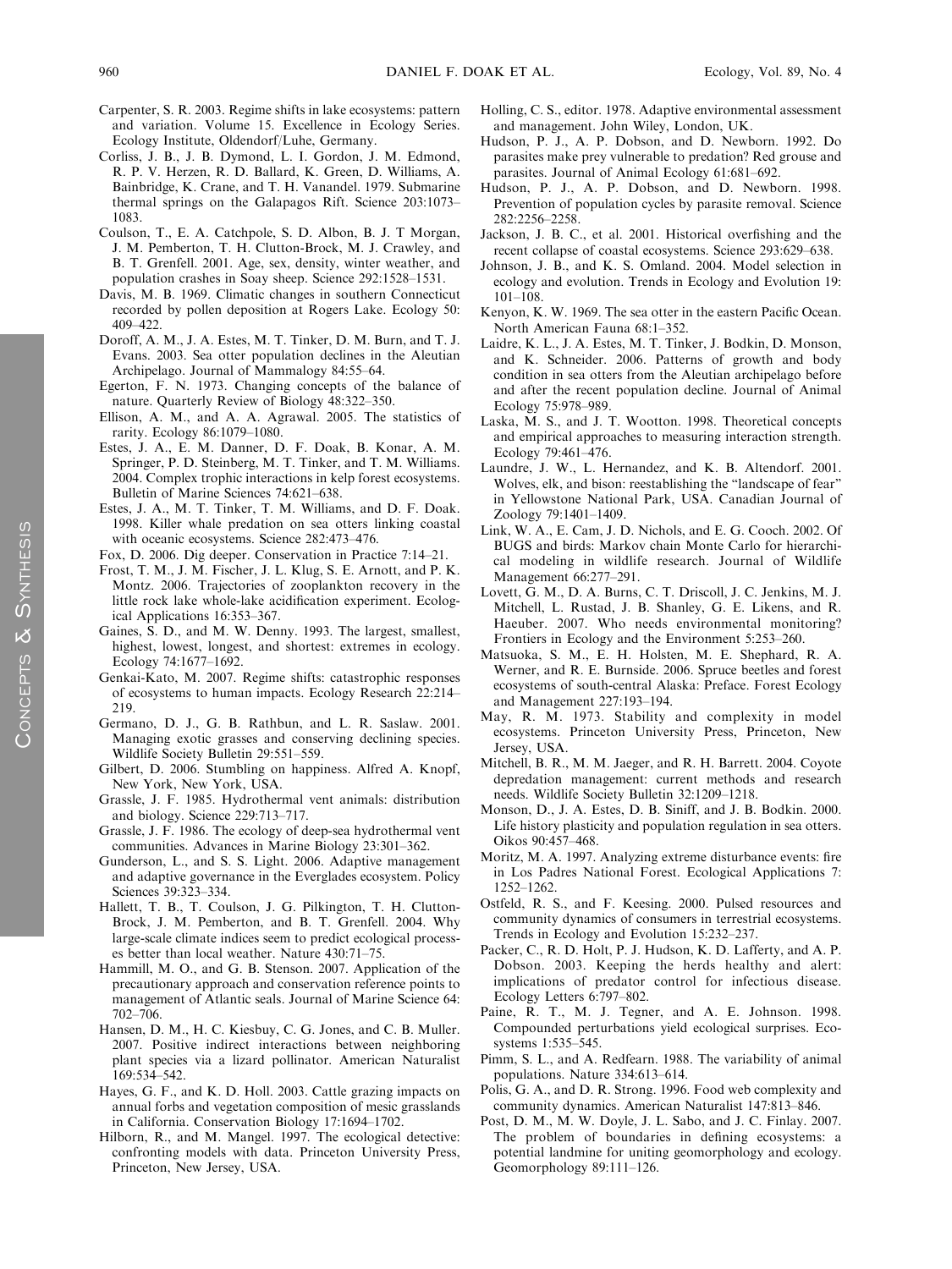Carpenter, S. R. 2003. Regime shifts in lake ecosystems: pattern and variation. Volume 15. Excellence in Ecology Series. Ecology Institute, Oldendorf/Luhe, Germany.

Corliss, J. B., J. B. Dymond, L. I. Gordon, J. M. Edmond, R. P. V. Herzen, R. D. Ballard, K. Green, D. Williams, A. Bainbridge, K. Crane, and T. H. Vanandel. 1979. Submarine thermal springs on the Galapagos Rift. Science 203:1073–1083.

Coulson, T., E. A. Catchpole, S. D. Albon, B. J. T Morgan, J. M. Pemberton, T. H. Clutton-Brock, M. J. Crawley, and B. T. Grenfell. 2001. Age, sex, density, winter weather, and population crashes in Soay sheep. Science 292:1528–1531.

Davis, M. B. 1969. Climatic changes in southern Connecticut recorded by pollen deposition at Rogers Lake. Ecology 50: 409–422.

Doroff, A. M., J. A. Estes, M. T. Tinker, D. M. Burn, and T. J. Evans. 2003. Sea otter population declines in the Aleutian Archipelago. Journal of Mammalogy 84:55–64.

Egerton, F. N. 1973. Changing concepts of the balance of nature. Quarterly Review of Biology 48:322–350.

Ellison, A. M., and A. A. Agrawal. 2005. The statistics of rarity. Ecology 86:1079–1080.

Estes, J. A., E. M. Danner, D. F. Doak, B. Konar, A. M. Springer, P. D. Steinberg, M. T. Tinker, and T. M. Williams. 2004. Complex trophic interactions in kelp forest ecosystems. Bulletin of Marine Sciences 74:621–638.

Estes, J. A., M. T. Tinker, T. M. Williams, and D. F. Doak. 1998. Killer whale predation on sea otters linking coastal with oceanic ecosystems. Science 282:473–476.

Fox, D. 2006. Dig deeper. Conservation in Practice 7:14–21.

Frost, T. M., J. M. Fischer, J. L. Klug, S. E. Arnott, and P. K. Montz. 2006. Trajectories of zooplankton recovery in the little rock lake whole-lake acidification experiment. Ecological Applications 16:353–367.

Gaines, S. D., and M. W. Denny. 1993. The largest, smallest, highest, lowest, longest, and shortest: extremes in ecology. Ecology 74:1677–1692.

Genkai-Kato, M. 2007. Regime shifts: catastrophic responses of ecosystems to human impacts. Ecology Research 22:214–219.

Germano, D. J., G. B. Rathbun, and L. R. Saslaw. 2001. Managing exotic grasses and conserving declining species. Wildlife Society Bulletin 29:551–559.

Gilbert, D. 2006. Stumbling on happiness. Alfred A. Knopf, New York, New York, USA.

Grassle, J. F. 1985. Hydrothermal vent animals: distribution and biology. Science 229:713–717.

Grassle, J. F. 1986. The ecology of deep-sea hydrothermal vent communities. Advances in Marine Biology 23:301–362.

Gunderson, L., and S. S. Light. 2006. Adaptive management and adaptive governance in the Everglades ecosystem. Policy Sciences 39:323–334.

Hallett, T. B., T. Coulson, J. G. Pilkington, T. H. Clutton-Brock, J. M. Pemberton, and B. T. Grenfell. 2004. Why large-scale climate indices seem to predict ecological processes better than local weather. Nature 430:71–75.

Hammill, M. O., and G. B. Stenson. 2007. Application of the precautionary approach and conservation reference points to management of Atlantic seals. Journal of Marine Science 64: 702–706.

Hansen, D. M., H. C. Kiesbuy, C. G. Jones, and C. B. Muller. 2007. Positive indirect interactions between neighboring plant species via a lizard pollinator. American Naturalist 169:534–542.

Hayes, G. F., and K. D. Holl. 2003. Cattle grazing impacts on annual forbs and vegetation composition of mesic grasslands in California. Conservation Biology 17:1694–1702.

Hilborn, R., and M. Mangel. 1997. The ecological detective: confronting models with data. Princeton University Press, Princeton, New Jersey, USA.

Holling, C. S., editor. 1978. Adaptive environmental assessment and management. John Wiley, London, UK.

Hudson, P. J., A. P. Dobson, and D. Newborn. 1992. Do parasites make prey vulnerable to predation? Red grouse and parasites. Journal of Animal Ecology 61:681–692.

Hudson, P. J., A. P. Dobson, and D. Newborn. 1998. Prevention of population cycles by parasite removal. Science 282:2256–2258.

Jackson, J. B. C., et al. 2001. Historical overfishing and the recent collapse of coastal ecosystems. Science 293:629–638.

Johnson, J. B., and K. S. Omland. 2004. Model selection in ecology and evolution. Trends in Ecology and Evolution 19: 101–108.

Kenyon, K. W. 1969. The sea otter in the eastern Pacific Ocean. North American Fauna 68:1–352.

Laidre, K. L., J. A. Estes, M. T. Tinker, J. Bodkin, D. Monson, and K. Schneider. 2006. Patterns of growth and body condition in sea otters from the Aleutian archipelago before and after the recent population decline. Journal of Animal Ecology 75:978–989.

Laska, M. S., and J. T. Wootton. 1998. Theoretical concepts and empirical approaches to measuring interaction strength. Ecology 79:461–476.

Laundre, J. W., L. Hernandez, and K. B. Altendorf. 2001. Wolves, elk, and bison: reestablishing the "landscape of fear" in Yellowstone National Park, USA. Canadian Journal of Zoology 79:1401–1409.

Link, W. A., E. Cam, J. D. Nichols, and E. G. Cooch. 2002. Of BUGS and birds: Markov chain Monte Carlo for hierarchical modeling in wildlife research. Journal of Wildlife Management 66:277–291.

Lovett, G. M., D. A. Burns, C. T. Driscoll, J. C. Jenkins, M. J. Mitchell, L. Rustad, J. B. Shanley, G. E. Likens, and R. Haeuber. 2007. Who needs environmental monitoring? Frontiers in Ecology and the Environment 5:253–260.

Matsuoka, S. M., E. H. Holsten, M. E. Shephard, R. A. Werner, and R. E. Burnside. 2006. Spruce beetles and forest ecosystems of south-central Alaska: Preface. Forest Ecology and Management 227:193–194.

May, R. M. 1973. Stability and complexity in model ecosystems. Princeton University Press, Princeton, New Jersey, USA.

Mitchell, B. R., M. M. Jaeger, and R. H. Barrett. 2004. Coyote depredation management: current methods and research needs. Wildlife Society Bulletin 32:1209–1218.

Monson, D., J. A. Estes, D. B. Siniff, and J. B. Bodkin. 2000. Life history plasticity and population regulation in sea otters. Oikos 90:457–468.

Moritz, M. A. 1997. Analyzing extreme disturbance events: fire in Los Padres National Forest. Ecological Applications 7: 1252–1262.

Ostfeld, R. S., and F. Keesing. 2000. Pulsed resources and community dynamics of consumers in terrestrial ecosystems. Trends in Ecology and Evolution 15:232–237.

Packer, C., R. D. Holt, P. J. Hudson, K. D. Lafferty, and A. P. Dobson. 2003. Keeping the herds healthy and alert: implications of predator control for infectious disease. Ecology Letters 6:797–802.

Paine, R. T., M. J. Tegner, and A. E. Johnson. 1998. Compounded perturbations yield ecological surprises. Ecosystems 1:535–545.

Pimm, S. L., and A. Redfearn. 1988. The variability of animal populations. Nature 334:613–614.

Polis, G. A., and D. R. Strong. 1996. Food web complexity and community dynamics. American Naturalist 147:813–846.

Post, D. M., M. W. Doyle, J. L. Sabo, and J. C. Finlay. 2007. The problem of boundaries in defining ecosystems: a potential landmine for uniting geomorphology and ecology. Geomorphology 89:111–126.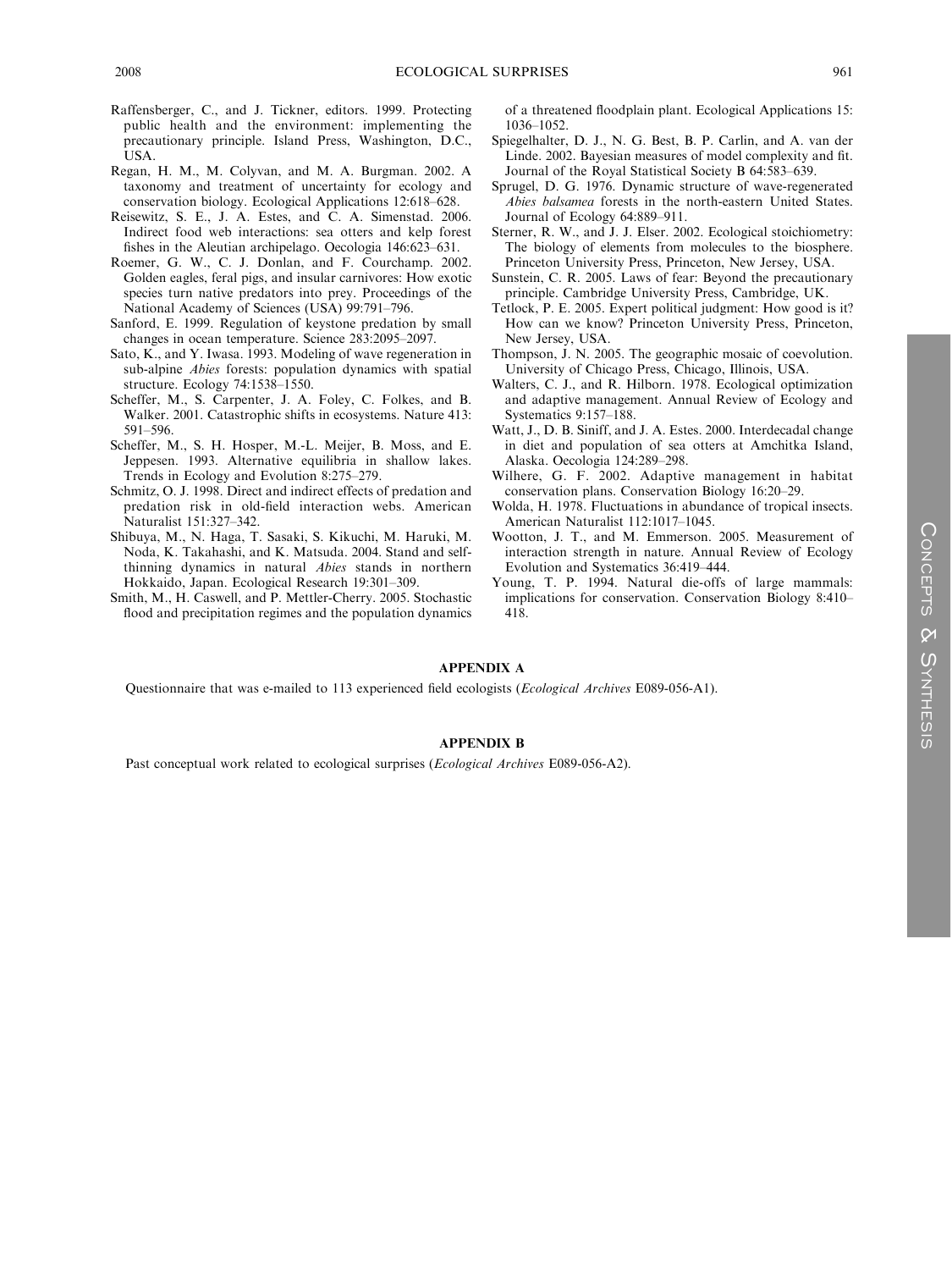Raffensberger, C., and J. Tickner, editors. 1999. Protecting public health and the environment: implementing the precautionary principle. Island Press, Washington, D.C., USA.

Regan, H. M., M. Colyvan, and M. A. Burgman. 2002. A taxonomy and treatment of uncertainty for ecology and conservation biology. Ecological Applications 12:618–628.

Reisewitz, S. E., J. A. Estes, and C. A. Simenstad. 2006. Indirect food web interactions: sea otters and kelp forest fishes in the Aleutian archipelago. Oecologia 146:623–631.

Roemer, G. W., C. J. Donlan, and F. Courchamp. 2002. Golden eagles, feral pigs, and insular carnivores: How exotic species turn native predators into prey. Proceedings of the National Academy of Sciences (USA) 99:791–796.

Sanford, E. 1999. Regulation of keystone predation by small changes in ocean temperature. Science 283:2095–2097.

Sato, K., and Y. Iwasa. 1993. Modeling of wave regeneration in sub-alpine *Abies* forests: population dynamics with spatial structure. Ecology 74:1538–1550.

Scheffer, M., S. Carpenter, J. A. Foley, C. Folkes, and B. Walker. 2001. Catastrophic shifts in ecosystems. Nature 413: 591–596.

Scheffer, M., S. H. Hosper, M.-L. Meijer, B. Moss, and E. Jeppesen. 1993. Alternative equilibria in shallow lakes. Trends in Ecology and Evolution 8:275–279.

Schmitz, O. J. 1998. Direct and indirect effects of predation and predation risk in old-field interaction webs. American Naturalist 151:327–342.

Shibuya, M., N. Haga, T. Sasaki, S. Kikuchi, M. Haruki, M. Noda, K. Takahashi, and K. Matsuda. 2004. Stand and self-thinning dynamics in natural *Abies* stands in northern Hokkaido, Japan. Ecological Research 19:301–309.

Smith, M., H. Caswell, and P. Mettler-Cherry. 2005. Stochastic flood and precipitation regimes and the population dynamics of a threatened floodplain plant. Ecological Applications 15: 1036–1052.

Spiegelhalter, D. J., N. G. Best, B. P. Carlin, and A. van der Linde. 2002. Bayesian measures of model complexity and fit. Journal of the Royal Statistical Society B 64:583–639.

Sprugel, D. G. 1976. Dynamic structure of wave-regenerated *Abies balsamea* forests in the north-eastern United States. Journal of Ecology 64:889–911.

Sterner, R. W., and J. J. Elser. 2002. Ecological stoichiometry: The biology of elements from molecules to the biosphere. Princeton University Press, Princeton, New Jersey, USA.

Sunstein, C. R. 2005. Laws of fear: Beyond the precautionary principle. Cambridge University Press, Cambridge, UK.

Tetlock, P. E. 2005. Expert political judgment: How good is it? How can we know? Princeton University Press, Princeton, New Jersey, USA.

Thompson, J. N. 2005. The geographic mosaic of coevolution. University of Chicago Press, Chicago, Illinois, USA.

Walters, C. J., and R. Hilborn. 1978. Ecological optimization and adaptive management. Annual Review of Ecology and Systematics 9:157–188.

Watt, J., D. B. Siniff, and J. A. Estes. 2000. Interdecadal change in diet and population of sea otters at Amchitka Island, Alaska. Oecologia 124:289–298.

Wilhere, G. F. 2002. Adaptive management in habitat conservation plans. Conservation Biology 16:20–29.

Wolda, H. 1978. Fluctuations in abundance of tropical insects. American Naturalist 112:1017–1045.

Wootton, J. T., and M. Emmerson. 2005. Measurement of interaction strength in nature. Annual Review of Ecology Evolution and Systematics 36:419–444.

Young, T. P. 1994. Natural die-offs of large mammals: implications for conservation. Conservation Biology 8:410–418.

## APPENDIX A

Questionnaire that was e-mailed to 113 experienced field ecologists (*Ecological Archives* E089-056-A1).

## APPENDIX B

Past conceptual work related to ecological surprises (*Ecological Archives* E089-056-A2).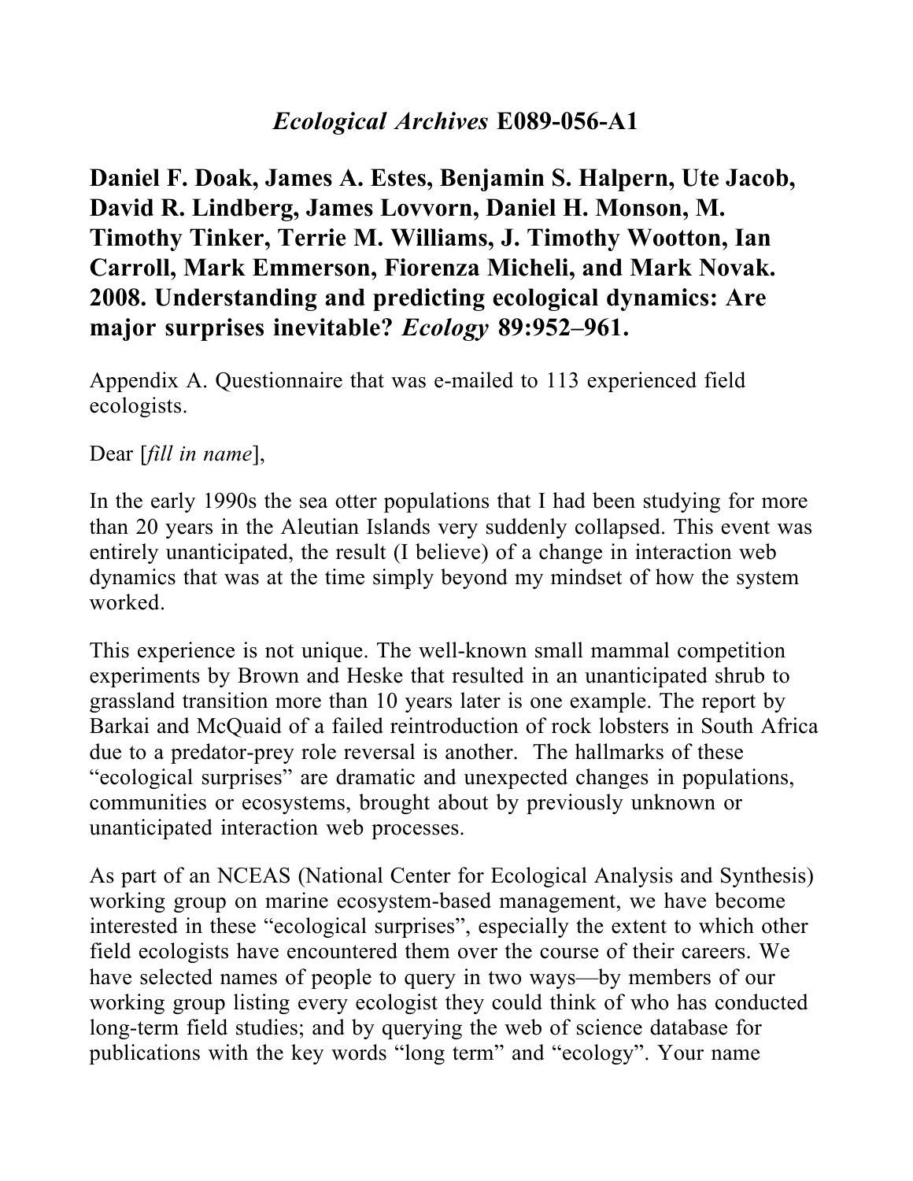## *Ecological Archives* E089-056-A1

**Daniel F. Doak, James A. Estes, Benjamin S. Halpern, Ute Jacob, David R. Lindberg, James Lovvorn, Daniel H. Monson, M. Timothy Tinker, Terrie M. Williams, J. Timothy Wootton, Ian Carroll, Mark Emmerson, Fiorenza Micheli, and Mark Novak. 2008. Understanding and predicting ecological dynamics: Are major surprises inevitable? *Ecology* 89:952–961.**

Appendix A. Questionnaire that was e-mailed to 113 experienced field ecologists.

Dear [*fill in name*],

In the early 1990s the sea otter populations that I had been studying for more than 20 years in the Aleutian Islands very suddenly collapsed. This event was entirely unanticipated, the result (I believe) of a change in interaction web dynamics that was at the time simply beyond my mindset of how the system worked.

This experience is not unique. The well-known small mammal competition experiments by Brown and Heske that resulted in an unanticipated shrub to grassland transition more than 10 years later is one example. The report by Barkai and McQuaid of a failed reintroduction of rock lobsters in South Africa due to a predator-prey role reversal is another. The hallmarks of these "ecological surprises" are dramatic and unexpected changes in populations, communities or ecosystems, brought about by previously unknown or unanticipated interaction web processes.

As part of an NCEAS (National Center for Ecological Analysis and Synthesis) working group on marine ecosystem-based management, we have become interested in these "ecological surprises", especially the extent to which other field ecologists have encountered them over the course of their careers. We have selected names of people to query in two ways—by members of our working group listing every ecologist they could think of who has conducted long-term field studies; and by querying the web of science database for publications with the key words "long term" and "ecology". Your name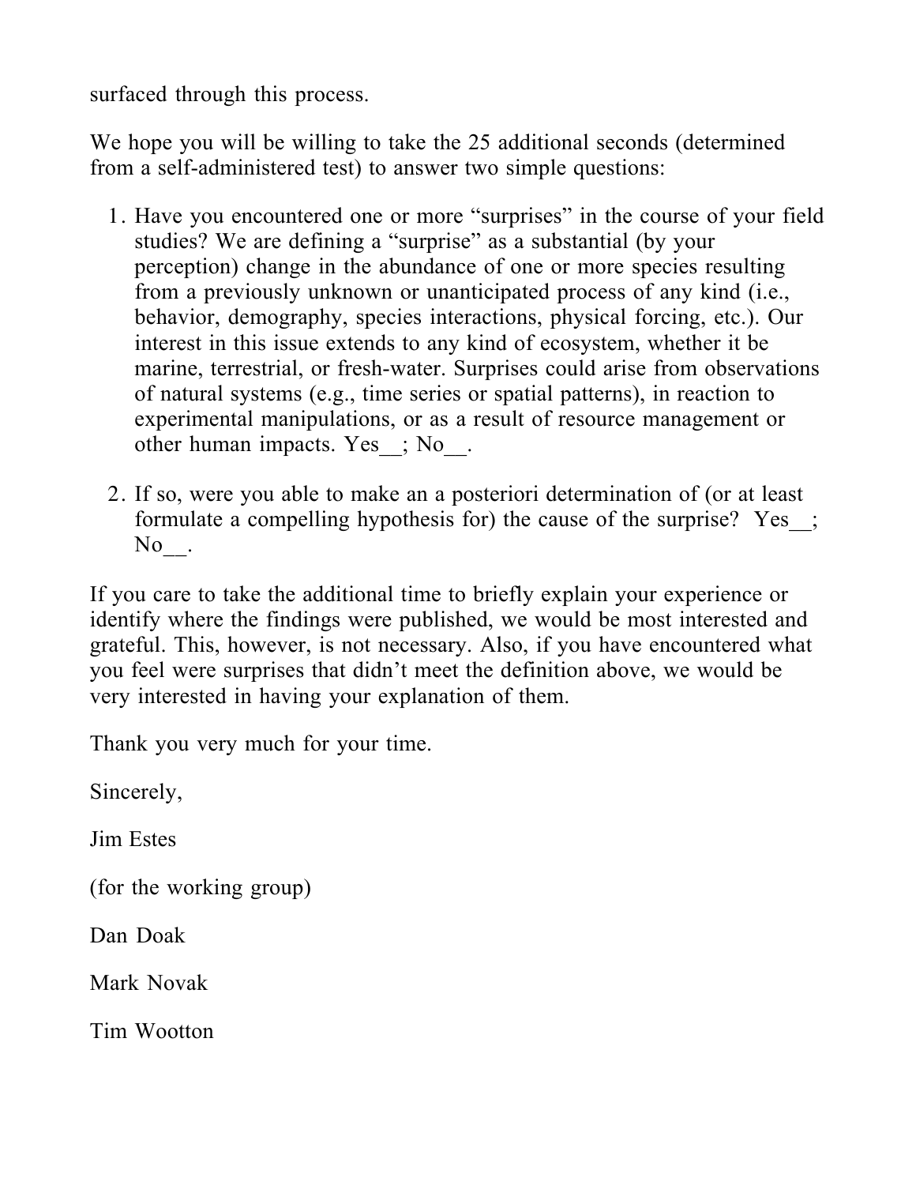surfaced through this process.

We hope you will be willing to take the 25 additional seconds (determined from a self-administered test) to answer two simple questions:

1. Have you encountered one or more “surprises” in the course of your field studies? We are defining a “surprise” as a substantial (by your perception) change in the abundance of one or more species resulting from a previously unknown or unanticipated process of any kind (i.e., behavior, demography, species interactions, physical forcing, etc.). Our interest in this issue extends to any kind of ecosystem, whether it be marine, terrestrial, or fresh-water. Surprises could arise from observations of natural systems (e.g., time series or spatial patterns), in reaction to experimental manipulations, or as a result of resource management or other human impacts. Yes__; No__.

2. If so, were you able to make an a posteriori determination of (or at least formulate a compelling hypothesis for) the cause of the surprise? Yes__; No__.

If you care to take the additional time to briefly explain your experience or identify where the findings were published, we would be most interested and grateful. This, however, is not necessary. Also, if you have encountered what you feel were surprises that didn’t meet the definition above, we would be very interested in having your explanation of them.

Thank you very much for your time.

Sincerely,

Jim Estes

(for the working group)

Dan Doak

Mark Novak

Tim Wootton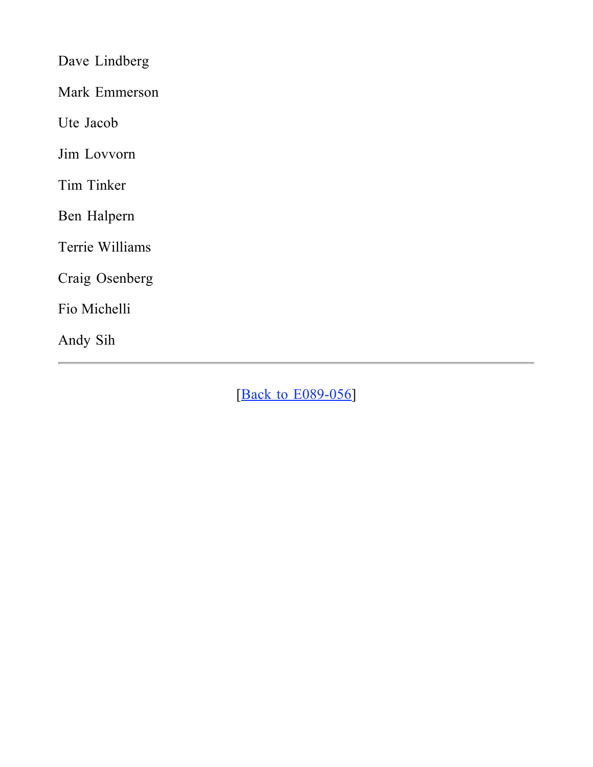Dave Lindberg

Mark Emmerson

Ute Jacob

Jim Lovvorn

Tim Tinker

Ben Halpern

Terrie Williams

Craig Osenberg

Fio Michelli

Andy Sih

---

[Back to E089-056]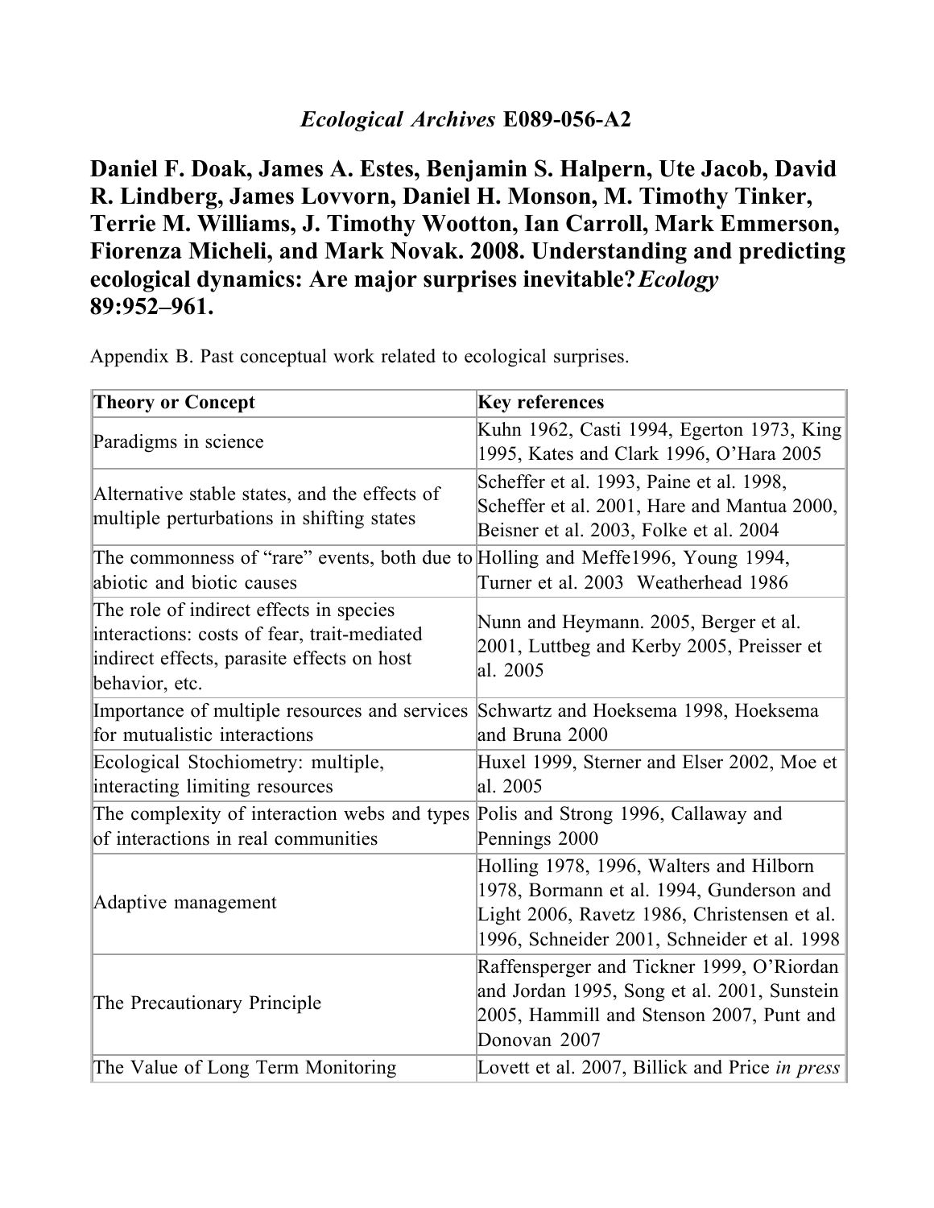*Ecological Archives* E089-056-A2

# Daniel F. Doak, James A. Estes, Benjamin S. Halpern, Ute Jacob, David R. Lindberg, James Lovvorn, Daniel H. Monson, M. Timothy Tinker, Terrie M. Williams, J. Timothy Wootton, Ian Carroll, Mark Emmerson, Fiorenza Micheli, and Mark Novak. 2008. Understanding and predicting ecological dynamics: Are major surprises inevitable? *Ecology* 89:952–961.

Appendix B. Past conceptual work related to ecological surprises.

| Theory or Concept | Key references |
|---|---|
| Paradigms in science | Kuhn 1962, Casti 1994, Egerton 1973, King 1995, Kates and Clark 1996, O'Hara 2005 |
| Alternative stable states, and the effects of multiple perturbations in shifting states | Scheffer et al. 1993, Paine et al. 1998, Scheffer et al. 2001, Hare and Mantua 2000, Beisner et al. 2003, Folke et al. 2004 |
| The commonness of "rare" events, both due to abiotic and biotic causes | Holling and Meffe1996, Young 1994, Turner et al. 2003 Weatherhead 1986 |
| The role of indirect effects in species interactions: costs of fear, trait-mediated indirect effects, parasite effects on host behavior, etc. | Nunn and Heymann. 2005, Berger et al. 2001, Luttbeg and Kerby 2005, Preisser et al. 2005 |
| Importance of multiple resources and services for mutualistic interactions | Schwartz and Hoeksema 1998, Hoeksema and Bruna 2000 |
| Ecological Stochiometry: multiple, interacting limiting resources | Huxel 1999, Sterner and Elser 2002, Moe et al. 2005 |
| The complexity of interaction webs and types of interactions in real communities | Polis and Strong 1996, Callaway and Pennings 2000 |
| Adaptive management | Holling 1978, 1996, Walters and Hilborn 1978, Bormann et al. 1994, Gunderson and Light 2006, Ravetz 1986, Christensen et al. 1996, Schneider 2001, Schneider et al. 1998 |
| The Precautionary Principle | Raffensperger and Tickner 1999, O'Riordan and Jordan 1995, Song et al. 2001, Sunstein 2005, Hammill and Stenson 2007, Punt and Donovan 2007 |
| The Value of Long Term Monitoring | Lovett et al. 2007, Billick and Price *in press* |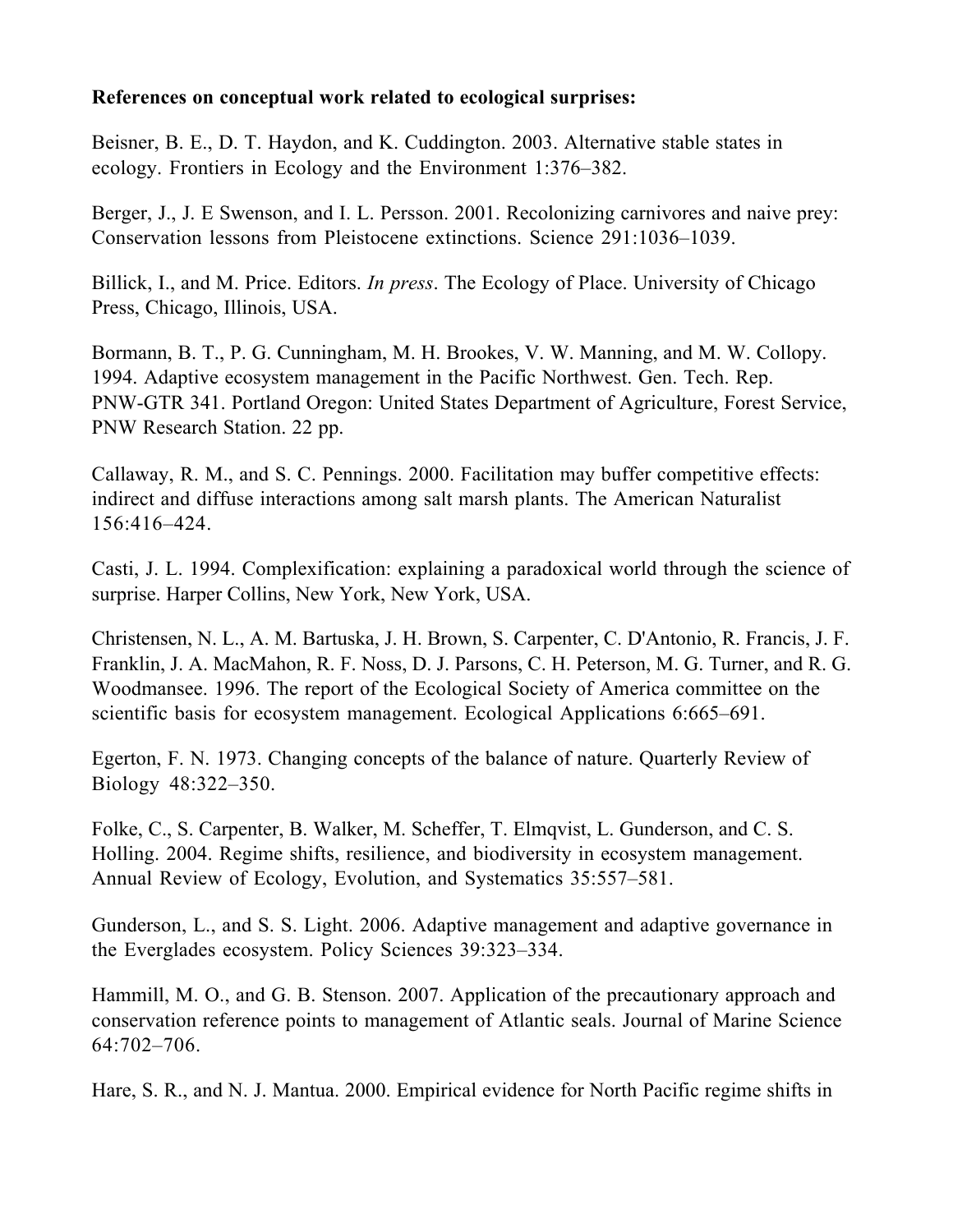**References on conceptual work related to ecological surprises:**

Beisner, B. E., D. T. Haydon, and K. Cuddington. 2003. Alternative stable states in ecology. Frontiers in Ecology and the Environment 1:376–382.

Berger, J., J. E Swenson, and I. L. Persson. 2001. Recolonizing carnivores and naive prey: Conservation lessons from Pleistocene extinctions. Science 291:1036–1039.

Billick, I., and M. Price. Editors. *In press*. The Ecology of Place. University of Chicago Press, Chicago, Illinois, USA.

Bormann, B. T., P. G. Cunningham, M. H. Brookes, V. W. Manning, and M. W. Collopy. 1994. Adaptive ecosystem management in the Pacific Northwest. Gen. Tech. Rep. PNW-GTR 341. Portland Oregon: United States Department of Agriculture, Forest Service, PNW Research Station. 22 pp.

Callaway, R. M., and S. C. Pennings. 2000. Facilitation may buffer competitive effects: indirect and diffuse interactions among salt marsh plants. The American Naturalist 156:416–424.

Casti, J. L. 1994. Complexification: explaining a paradoxical world through the science of surprise. Harper Collins, New York, New York, USA.

Christensen, N. L., A. M. Bartuska, J. H. Brown, S. Carpenter, C. D'Antonio, R. Francis, J. F. Franklin, J. A. MacMahon, R. F. Noss, D. J. Parsons, C. H. Peterson, M. G. Turner, and R. G. Woodmansee. 1996. The report of the Ecological Society of America committee on the scientific basis for ecosystem management. Ecological Applications 6:665–691.

Egerton, F. N. 1973. Changing concepts of the balance of nature. Quarterly Review of Biology 48:322–350.

Folke, C., S. Carpenter, B. Walker, M. Scheffer, T. Elmqvist, L. Gunderson, and C. S. Holling. 2004. Regime shifts, resilience, and biodiversity in ecosystem management. Annual Review of Ecology, Evolution, and Systematics 35:557–581.

Gunderson, L., and S. S. Light. 2006. Adaptive management and adaptive governance in the Everglades ecosystem. Policy Sciences 39:323–334.

Hammill, M. O., and G. B. Stenson. 2007. Application of the precautionary approach and conservation reference points to management of Atlantic seals. Journal of Marine Science 64:702–706.

Hare, S. R., and N. J. Mantua. 2000. Empirical evidence for North Pacific regime shifts in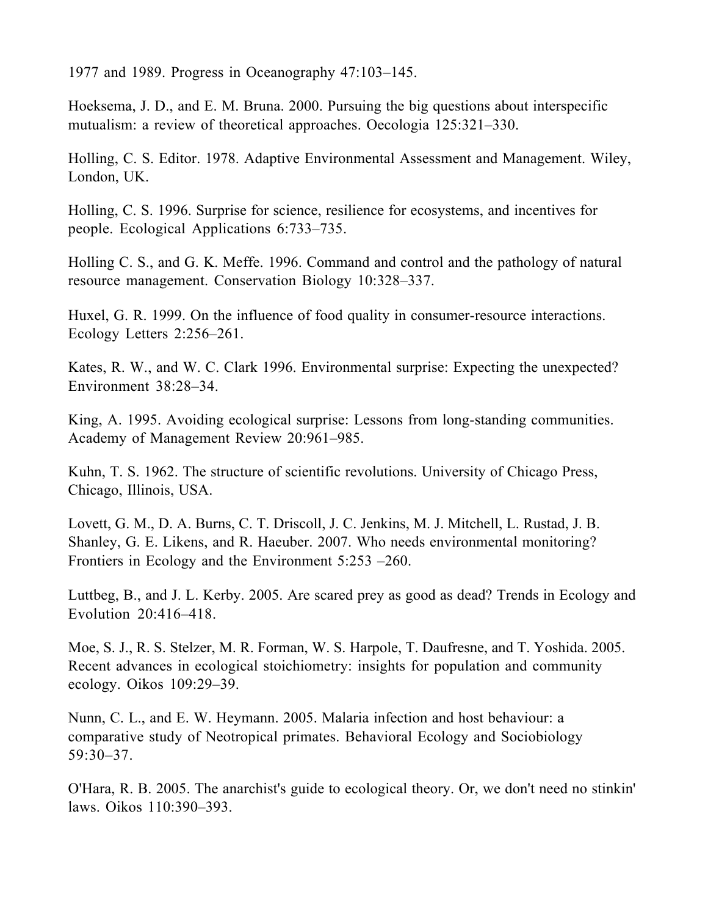1977 and 1989. Progress in Oceanography 47:103–145.

Hoeksema, J. D., and E. M. Bruna. 2000. Pursuing the big questions about interspecific mutualism: a review of theoretical approaches. Oecologia 125:321–330.

Holling, C. S. Editor. 1978. Adaptive Environmental Assessment and Management. Wiley, London, UK.

Holling, C. S. 1996. Surprise for science, resilience for ecosystems, and incentives for people. Ecological Applications 6:733–735.

Holling C. S., and G. K. Meffe. 1996. Command and control and the pathology of natural resource management. Conservation Biology 10:328–337.

Huxel, G. R. 1999. On the influence of food quality in consumer-resource interactions. Ecology Letters 2:256–261.

Kates, R. W., and W. C. Clark 1996. Environmental surprise: Expecting the unexpected? Environment 38:28–34.

King, A. 1995. Avoiding ecological surprise: Lessons from long-standing communities. Academy of Management Review 20:961–985.

Kuhn, T. S. 1962. The structure of scientific revolutions. University of Chicago Press, Chicago, Illinois, USA.

Lovett, G. M., D. A. Burns, C. T. Driscoll, J. C. Jenkins, M. J. Mitchell, L. Rustad, J. B. Shanley, G. E. Likens, and R. Haeuber. 2007. Who needs environmental monitoring? Frontiers in Ecology and the Environment 5:253 –260.

Luttbeg, B., and J. L. Kerby. 2005. Are scared prey as good as dead? Trends in Ecology and Evolution 20:416–418.

Moe, S. J., R. S. Stelzer, M. R. Forman, W. S. Harpole, T. Daufresne, and T. Yoshida. 2005. Recent advances in ecological stoichiometry: insights for population and community ecology. Oikos 109:29–39.

Nunn, C. L., and E. W. Heymann. 2005. Malaria infection and host behaviour: a comparative study of Neotropical primates. Behavioral Ecology and Sociobiology 59:30–37.

O'Hara, R. B. 2005. The anarchist's guide to ecological theory. Or, we don't need no stinkin' laws. Oikos 110:390–393.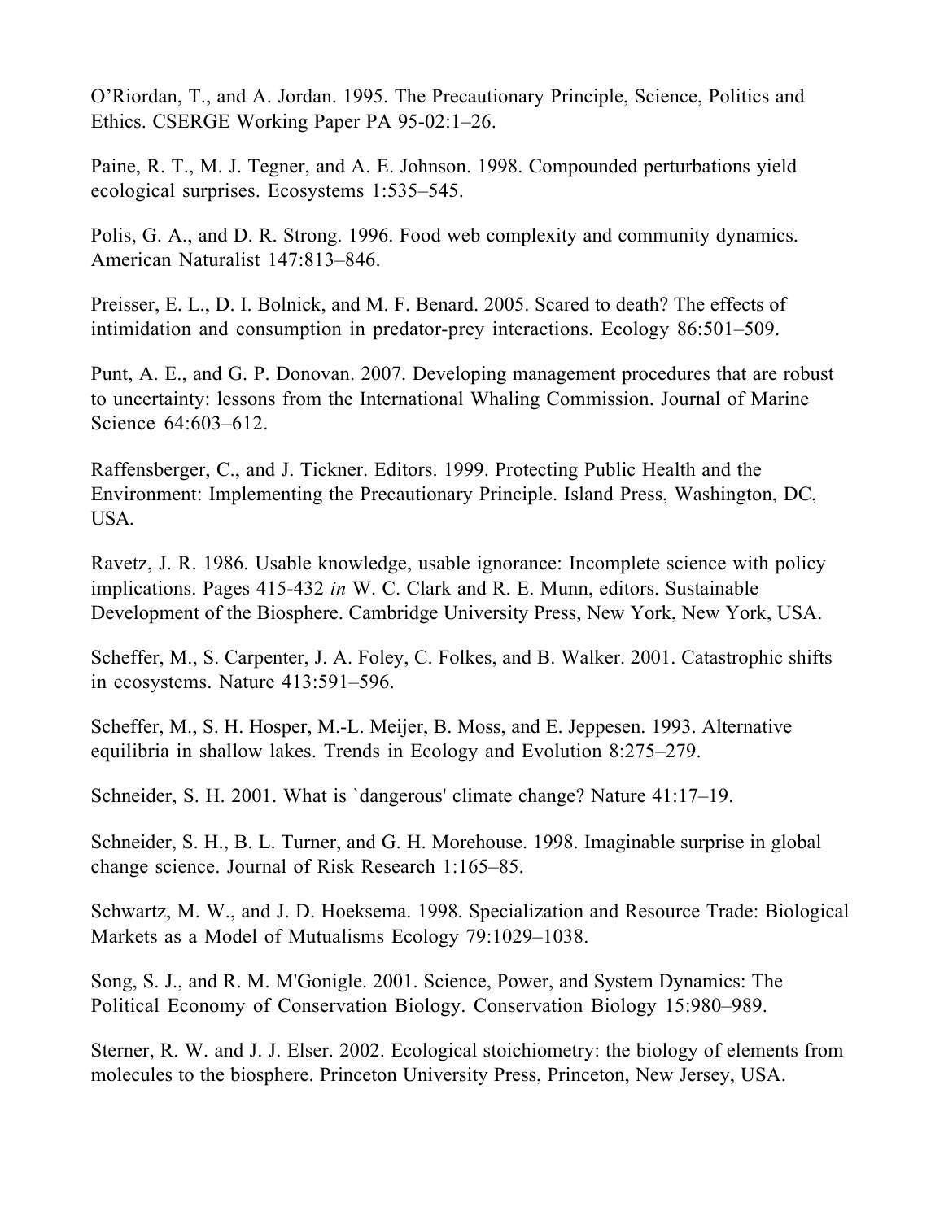O'Riordan, T., and A. Jordan. 1995. The Precautionary Principle, Science, Politics and Ethics. CSERGE Working Paper PA 95-02:1–26.

Paine, R. T., M. J. Tegner, and A. E. Johnson. 1998. Compounded perturbations yield ecological surprises. Ecosystems 1:535–545.

Polis, G. A., and D. R. Strong. 1996. Food web complexity and community dynamics. American Naturalist 147:813–846.

Preisser, E. L., D. I. Bolnick, and M. F. Benard. 2005. Scared to death? The effects of intimidation and consumption in predator-prey interactions. Ecology 86:501–509.

Punt, A. E., and G. P. Donovan. 2007. Developing management procedures that are robust to uncertainty: lessons from the International Whaling Commission. Journal of Marine Science 64:603–612.

Raffensberger, C., and J. Tickner. Editors. 1999. Protecting Public Health and the Environment: Implementing the Precautionary Principle. Island Press, Washington, DC, USA.

Ravetz, J. R. 1986. Usable knowledge, usable ignorance: Incomplete science with policy implications. Pages 415-432 *in* W. C. Clark and R. E. Munn, editors. Sustainable Development of the Biosphere. Cambridge University Press, New York, New York, USA.

Scheffer, M., S. Carpenter, J. A. Foley, C. Folkes, and B. Walker. 2001. Catastrophic shifts in ecosystems. Nature 413:591–596.

Scheffer, M., S. H. Hosper, M.-L. Meijer, B. Moss, and E. Jeppesen. 1993. Alternative equilibria in shallow lakes. Trends in Ecology and Evolution 8:275–279.

Schneider, S. H. 2001. What is `dangerous' climate change? Nature 41:17–19.

Schneider, S. H., B. L. Turner, and G. H. Morehouse. 1998. Imaginable surprise in global change science. Journal of Risk Research 1:165–85.

Schwartz, M. W., and J. D. Hoeksema. 1998. Specialization and Resource Trade: Biological Markets as a Model of Mutualisms Ecology 79:1029–1038.

Song, S. J., and R. M. M'Gonigle. 2001. Science, Power, and System Dynamics: The Political Economy of Conservation Biology. Conservation Biology 15:980–989.

Sterner, R. W. and J. J. Elser. 2002. Ecological stoichiometry: the biology of elements from molecules to the biosphere. Princeton University Press, Princeton, New Jersey, USA.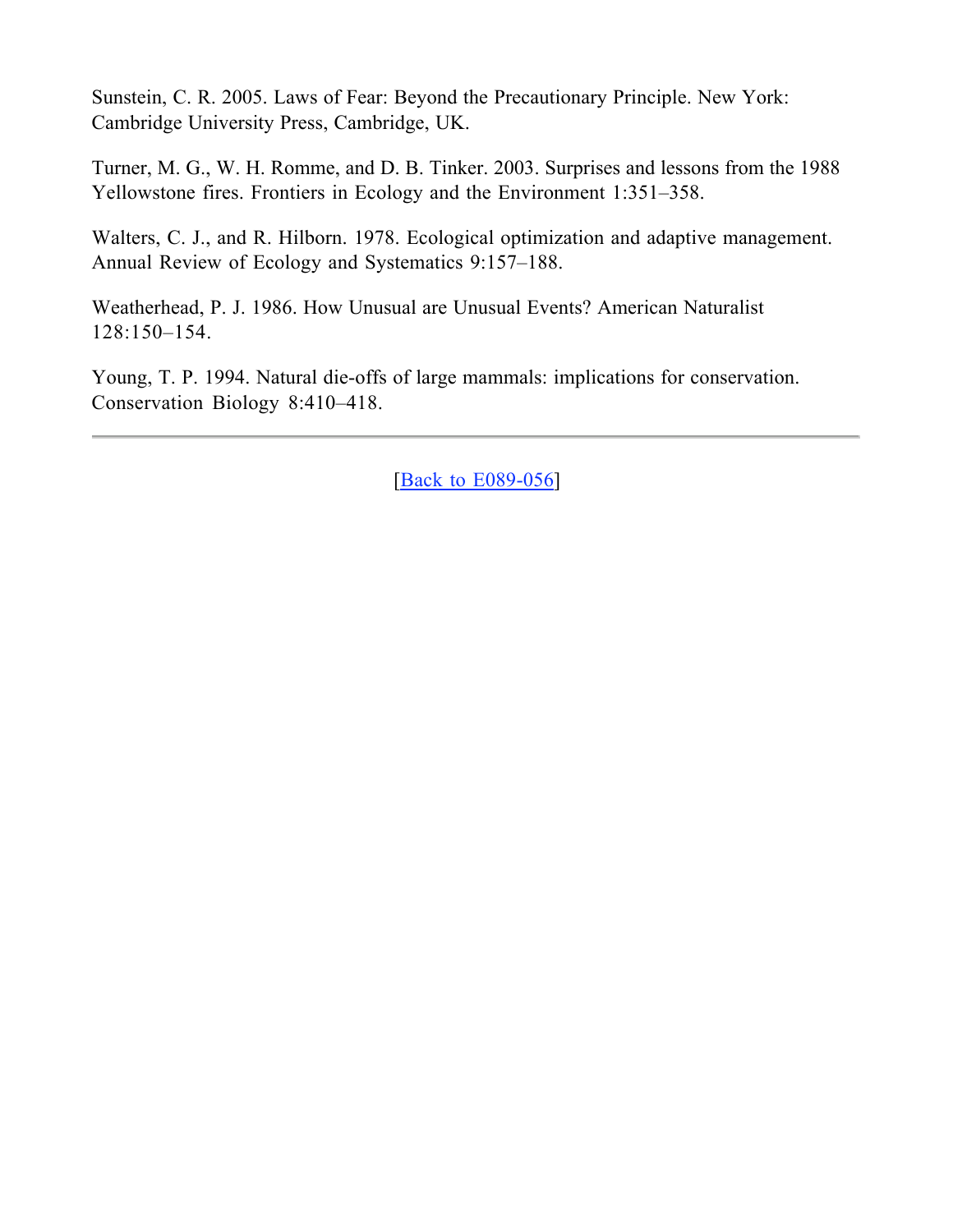Sunstein, C. R. 2005. Laws of Fear: Beyond the Precautionary Principle. New York: Cambridge University Press, Cambridge, UK.

Turner, M. G., W. H. Romme, and D. B. Tinker. 2003. Surprises and lessons from the 1988 Yellowstone fires. Frontiers in Ecology and the Environment 1:351–358.

Walters, C. J., and R. Hilborn. 1978. Ecological optimization and adaptive management. Annual Review of Ecology and Systematics 9:157–188.

Weatherhead, P. J. 1986. How Unusual are Unusual Events? American Naturalist 128:150–154.

Young, T. P. 1994. Natural die-offs of large mammals: implications for conservation. Conservation Biology 8:410–418.

---

[Back to E089-056]